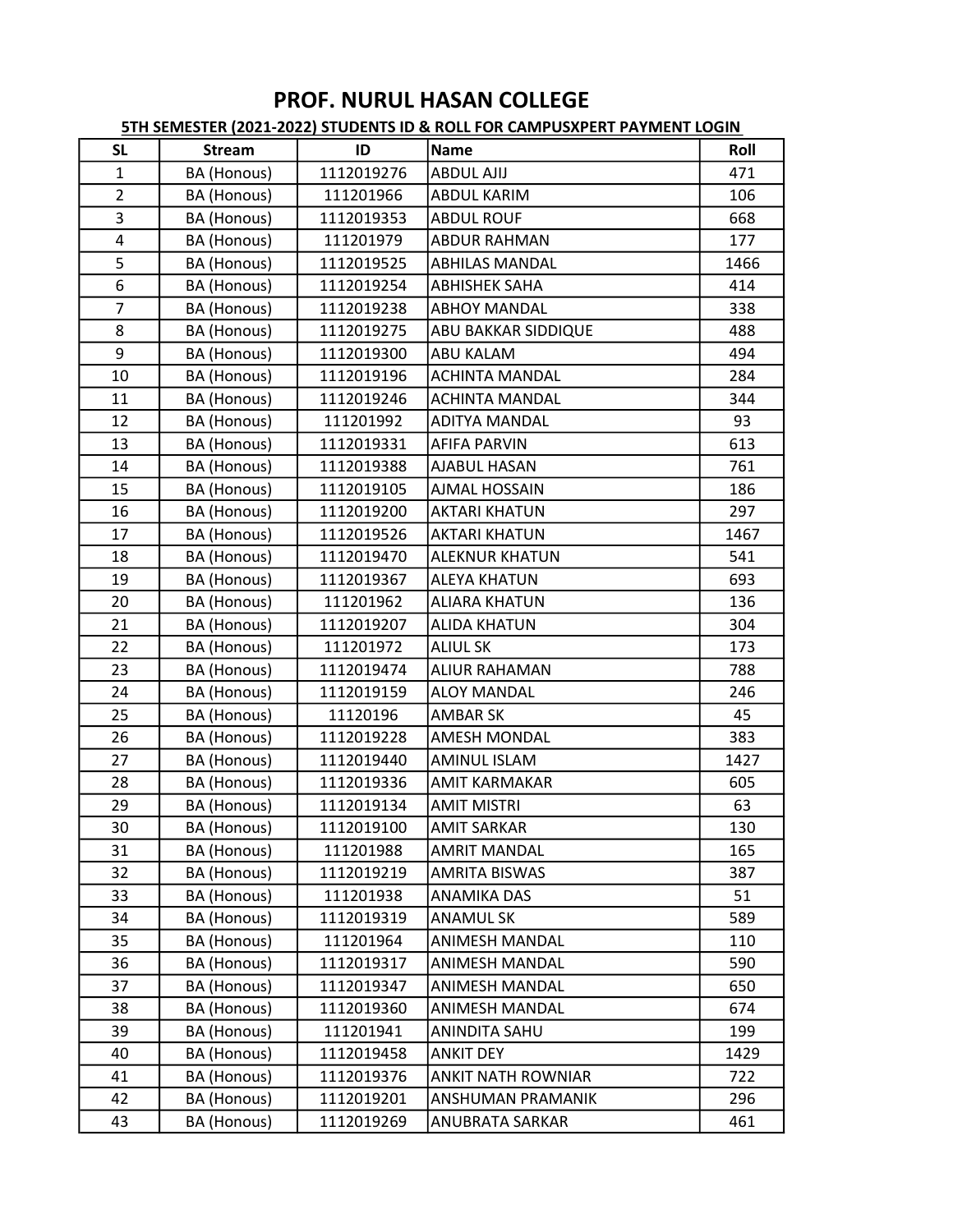# PROF. NURUL HASAN COLLEGE

**5TH SEMESTER (2021-2022) STUDENTS ID & ROLL FOR CAMPUSXPERT PAYMENT LOGIN**

| SL | Stream | ID | Name | Roll |
|---|---|---|---|---|
| 1 | BA (Honous) | 1112019276 | ABDUL AJIJ | 471 |
| 2 | BA (Honous) | 111201966 | ABDUL KARIM | 106 |
| 3 | BA (Honous) | 1112019353 | ABDUL ROUF | 668 |
| 4 | BA (Honous) | 111201979 | ABDUR RAHMAN | 177 |
| 5 | BA (Honous) | 1112019525 | ABHILAS MANDAL | 1466 |
| 6 | BA (Honous) | 1112019254 | ABHISHEK SAHA | 414 |
| 7 | BA (Honous) | 1112019238 | ABHOY MANDAL | 338 |
| 8 | BA (Honous) | 1112019275 | ABU BAKKAR SIDDIQUE | 488 |
| 9 | BA (Honous) | 1112019300 | ABU KALAM | 494 |
| 10 | BA (Honous) | 1112019196 | ACHINTA MANDAL | 284 |
| 11 | BA (Honous) | 1112019246 | ACHINTA MANDAL | 344 |
| 12 | BA (Honous) | 111201992 | ADITYA MANDAL | 93 |
| 13 | BA (Honous) | 1112019331 | AFIFA PARVIN | 613 |
| 14 | BA (Honous) | 1112019388 | AJABUL HASAN | 761 |
| 15 | BA (Honous) | 1112019105 | AJMAL HOSSAIN | 186 |
| 16 | BA (Honous) | 1112019200 | AKTARI KHATUN | 297 |
| 17 | BA (Honous) | 1112019526 | AKTARI KHATUN | 1467 |
| 18 | BA (Honous) | 1112019470 | ALEKNUR KHATUN | 541 |
| 19 | BA (Honous) | 1112019367 | ALEYA KHATUN | 693 |
| 20 | BA (Honous) | 111201962 | ALIARA KHATUN | 136 |
| 21 | BA (Honous) | 1112019207 | ALIDA KHATUN | 304 |
| 22 | BA (Honous) | 111201972 | ALIUL SK | 173 |
| 23 | BA (Honous) | 1112019474 | ALIUR RAHAMAN | 788 |
| 24 | BA (Honous) | 1112019159 | ALOY MANDAL | 246 |
| 25 | BA (Honous) | 11120196 | AMBAR SK | 45 |
| 26 | BA (Honous) | 1112019228 | AMESH MONDAL | 383 |
| 27 | BA (Honous) | 1112019440 | AMINUL ISLAM | 1427 |
| 28 | BA (Honous) | 1112019336 | AMIT KARMAKAR | 605 |
| 29 | BA (Honous) | 1112019134 | AMIT MISTRI | 63 |
| 30 | BA (Honous) | 1112019100 | AMIT SARKAR | 130 |
| 31 | BA (Honous) | 111201988 | AMRIT MANDAL | 165 |
| 32 | BA (Honous) | 1112019219 | AMRITA BISWAS | 387 |
| 33 | BA (Honous) | 111201938 | ANAMIKA DAS | 51 |
| 34 | BA (Honous) | 1112019319 | ANAMUL SK | 589 |
| 35 | BA (Honous) | 111201964 | ANIMESH MANDAL | 110 |
| 36 | BA (Honous) | 1112019317 | ANIMESH MANDAL | 590 |
| 37 | BA (Honous) | 1112019347 | ANIMESH MANDAL | 650 |
| 38 | BA (Honous) | 1112019360 | ANIMESH MANDAL | 674 |
| 39 | BA (Honous) | 111201941 | ANINDITA SAHU | 199 |
| 40 | BA (Honous) | 1112019458 | ANKIT DEY | 1429 |
| 41 | BA (Honous) | 1112019376 | ANKIT NATH ROWNIAR | 722 |
| 42 | BA (Honous) | 1112019201 | ANSHUMAN PRAMANIK | 296 |
| 43 | BA (Honous) | 1112019269 | ANUBRATA SARKAR | 461 |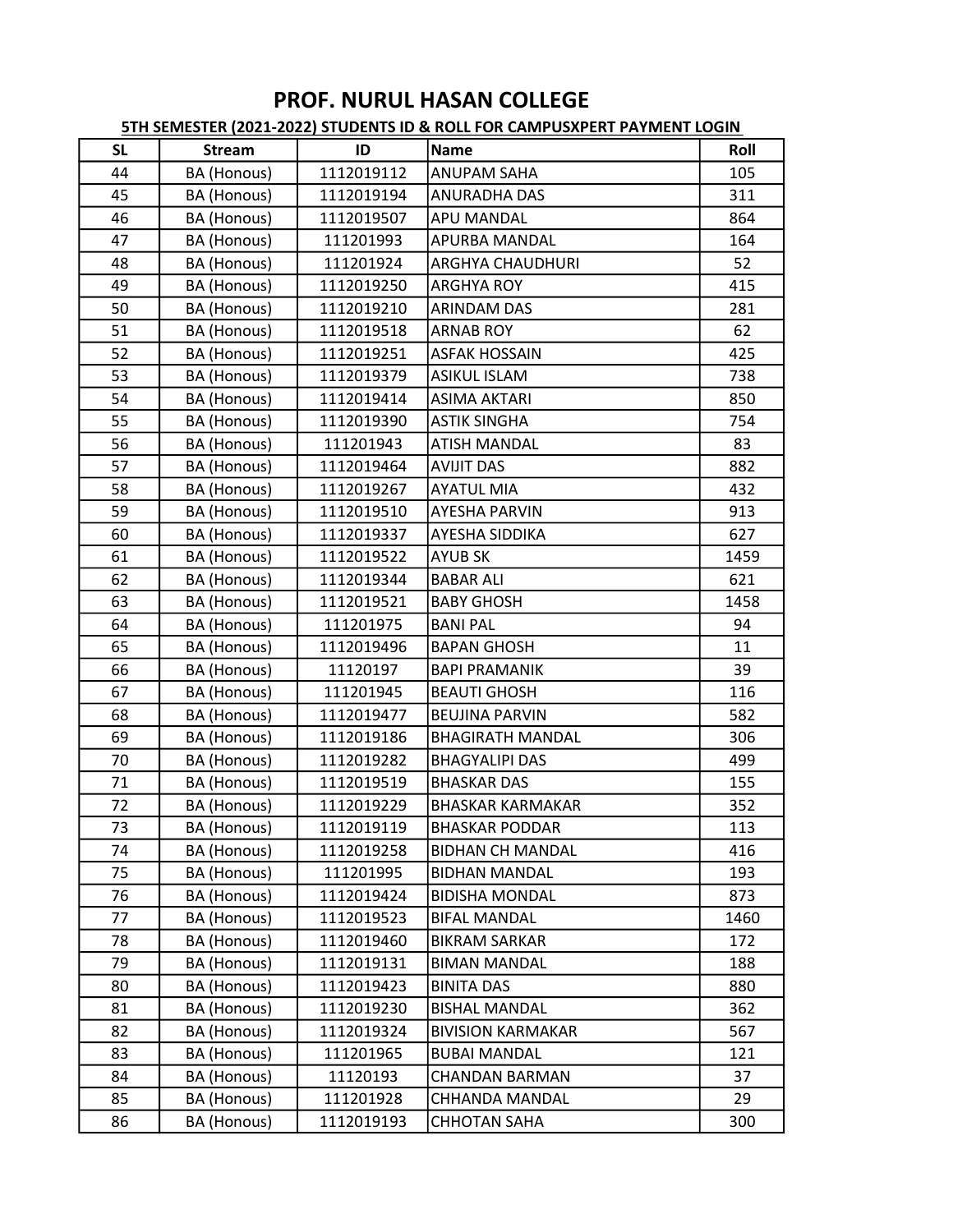# PROF. NURUL HASAN COLLEGE

**5TH SEMESTER (2021-2022) STUDENTS ID & ROLL FOR CAMPUSXPERT PAYMENT LOGIN**

| SL | Stream | ID | Name | Roll |
|---|---|---|---|---|
| 44 | BA (Honous) | 1112019112 | ANUPAM SAHA | 105 |
| 45 | BA (Honous) | 1112019194 | ANURADHA DAS | 311 |
| 46 | BA (Honous) | 1112019507 | APU MANDAL | 864 |
| 47 | BA (Honous) | 111201993 | APURBA MANDAL | 164 |
| 48 | BA (Honous) | 111201924 | ARGHYA CHAUDHURI | 52 |
| 49 | BA (Honous) | 1112019250 | ARGHYA ROY | 415 |
| 50 | BA (Honous) | 1112019210 | ARINDAM DAS | 281 |
| 51 | BA (Honous) | 1112019518 | ARNAB ROY | 62 |
| 52 | BA (Honous) | 1112019251 | ASFAK HOSSAIN | 425 |
| 53 | BA (Honous) | 1112019379 | ASIKUL ISLAM | 738 |
| 54 | BA (Honous) | 1112019414 | ASIMA AKTARI | 850 |
| 55 | BA (Honous) | 1112019390 | ASTIK SINGHA | 754 |
| 56 | BA (Honous) | 111201943 | ATISH MANDAL | 83 |
| 57 | BA (Honous) | 1112019464 | AVIJIT DAS | 882 |
| 58 | BA (Honous) | 1112019267 | AYATUL MIA | 432 |
| 59 | BA (Honous) | 1112019510 | AYESHA PARVIN | 913 |
| 60 | BA (Honous) | 1112019337 | AYESHA SIDDIKA | 627 |
| 61 | BA (Honous) | 1112019522 | AYUB SK | 1459 |
| 62 | BA (Honous) | 1112019344 | BABAR ALI | 621 |
| 63 | BA (Honous) | 1112019521 | BABY GHOSH | 1458 |
| 64 | BA (Honous) | 111201975 | BANI PAL | 94 |
| 65 | BA (Honous) | 1112019496 | BAPAN GHOSH | 11 |
| 66 | BA (Honous) | 11120197 | BAPI PRAMANIK | 39 |
| 67 | BA (Honous) | 111201945 | BEAUTI GHOSH | 116 |
| 68 | BA (Honous) | 1112019477 | BEUJINA PARVIN | 582 |
| 69 | BA (Honous) | 1112019186 | BHAGIRATH MANDAL | 306 |
| 70 | BA (Honous) | 1112019282 | BHAGYALIPI DAS | 499 |
| 71 | BA (Honous) | 1112019519 | BHASKAR DAS | 155 |
| 72 | BA (Honous) | 1112019229 | BHASKAR KARMAKAR | 352 |
| 73 | BA (Honous) | 1112019119 | BHASKAR PODDAR | 113 |
| 74 | BA (Honous) | 1112019258 | BIDHAN CH MANDAL | 416 |
| 75 | BA (Honous) | 111201995 | BIDHAN MANDAL | 193 |
| 76 | BA (Honous) | 1112019424 | BIDISHA MONDAL | 873 |
| 77 | BA (Honous) | 1112019523 | BIFAL MANDAL | 1460 |
| 78 | BA (Honous) | 1112019460 | BIKRAM SARKAR | 172 |
| 79 | BA (Honous) | 1112019131 | BIMAN MANDAL | 188 |
| 80 | BA (Honous) | 1112019423 | BINITA DAS | 880 |
| 81 | BA (Honous) | 1112019230 | BISHAL MANDAL | 362 |
| 82 | BA (Honous) | 1112019324 | BIVISION KARMAKAR | 567 |
| 83 | BA (Honous) | 111201965 | BUBAI MANDAL | 121 |
| 84 | BA (Honous) | 11120193 | CHANDAN BARMAN | 37 |
| 85 | BA (Honous) | 111201928 | CHHANDA MANDAL | 29 |
| 86 | BA (Honous) | 1112019193 | CHHOTAN SAHA | 300 |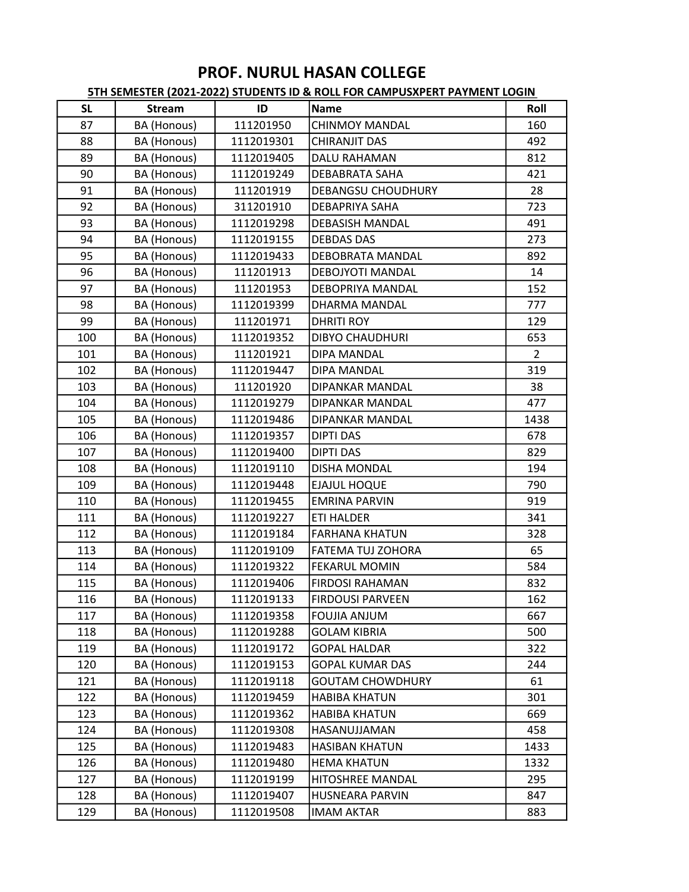# PROF. NURUL HASAN COLLEGE

**5TH SEMESTER (2021-2022) STUDENTS ID & ROLL FOR CAMPUSXPERT PAYMENT LOGIN**

| SL | Stream | ID | Name | Roll |
|---|---|---|---|---|
| 87 | BA (Honous) | 111201950 | CHINMOY MANDAL | 160 |
| 88 | BA (Honous) | 1112019301 | CHIRANJIT DAS | 492 |
| 89 | BA (Honous) | 1112019405 | DALU RAHAMAN | 812 |
| 90 | BA (Honous) | 1112019249 | DEBABRATA SAHA | 421 |
| 91 | BA (Honous) | 111201919 | DEBANGSU CHOUDHURY | 28 |
| 92 | BA (Honous) | 311201910 | DEBAPRIYA SAHA | 723 |
| 93 | BA (Honous) | 1112019298 | DEBASISH MANDAL | 491 |
| 94 | BA (Honous) | 1112019155 | DEBDAS DAS | 273 |
| 95 | BA (Honous) | 1112019433 | DEBOBRATA MANDAL | 892 |
| 96 | BA (Honous) | 111201913 | DEBOJYOTI MANDAL | 14 |
| 97 | BA (Honous) | 111201953 | DEBOPRIYA MANDAL | 152 |
| 98 | BA (Honous) | 1112019399 | DHARMA MANDAL | 777 |
| 99 | BA (Honous) | 111201971 | DHRITI ROY | 129 |
| 100 | BA (Honous) | 1112019352 | DIBYO CHAUDHURI | 653 |
| 101 | BA (Honous) | 111201921 | DIPA MANDAL | 2 |
| 102 | BA (Honous) | 1112019447 | DIPA MANDAL | 319 |
| 103 | BA (Honous) | 111201920 | DIPANKAR MANDAL | 38 |
| 104 | BA (Honous) | 1112019279 | DIPANKAR MANDAL | 477 |
| 105 | BA (Honous) | 1112019486 | DIPANKAR MANDAL | 1438 |
| 106 | BA (Honous) | 1112019357 | DIPTI DAS | 678 |
| 107 | BA (Honous) | 1112019400 | DIPTI DAS | 829 |
| 108 | BA (Honous) | 1112019110 | DISHA MONDAL | 194 |
| 109 | BA (Honous) | 1112019448 | EJAJUL HOQUE | 790 |
| 110 | BA (Honous) | 1112019455 | EMRINA PARVIN | 919 |
| 111 | BA (Honous) | 1112019227 | ETI HALDER | 341 |
| 112 | BA (Honous) | 1112019184 | FARHANA KHATUN | 328 |
| 113 | BA (Honous) | 1112019109 | FATEMA TUJ ZOHORA | 65 |
| 114 | BA (Honous) | 1112019322 | FEKARUL MOMIN | 584 |
| 115 | BA (Honous) | 1112019406 | FIRDOSI RAHAMAN | 832 |
| 116 | BA (Honous) | 1112019133 | FIRDOUSI PARVEEN | 162 |
| 117 | BA (Honous) | 1112019358 | FOUJIA ANJUM | 667 |
| 118 | BA (Honous) | 1112019288 | GOLAM KIBRIA | 500 |
| 119 | BA (Honous) | 1112019172 | GOPAL HALDAR | 322 |
| 120 | BA (Honous) | 1112019153 | GOPAL KUMAR DAS | 244 |
| 121 | BA (Honous) | 1112019118 | GOUTAM CHOWDHURY | 61 |
| 122 | BA (Honous) | 1112019459 | HABIBA KHATUN | 301 |
| 123 | BA (Honous) | 1112019362 | HABIBA KHATUN | 669 |
| 124 | BA (Honous) | 1112019308 | HASANUJJAMAN | 458 |
| 125 | BA (Honous) | 1112019483 | HASIBAN KHATUN | 1433 |
| 126 | BA (Honous) | 1112019480 | HEMA KHATUN | 1332 |
| 127 | BA (Honous) | 1112019199 | HITOSHREE MANDAL | 295 |
| 128 | BA (Honous) | 1112019407 | HUSNEARA PARVIN | 847 |
| 129 | BA (Honous) | 1112019508 | IMAM AKTAR | 883 |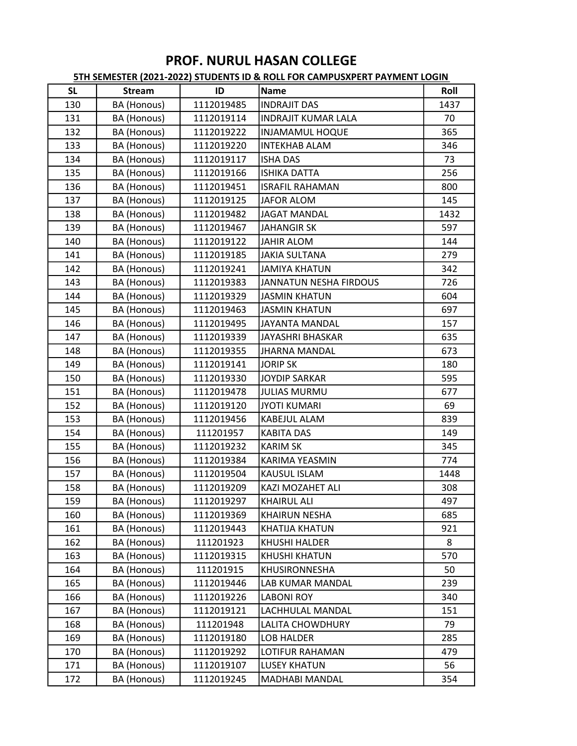# PROF. NURUL HASAN COLLEGE

**5TH SEMESTER (2021-2022) STUDENTS ID & ROLL FOR CAMPUSXPERT PAYMENT LOGIN**

| SL | Stream | ID | Name | Roll |
|---|---|---|---|---|
| 130 | BA (Honous) | 1112019485 | INDRAJIT DAS | 1437 |
| 131 | BA (Honous) | 1112019114 | INDRAJIT KUMAR LALA | 70 |
| 132 | BA (Honous) | 1112019222 | INJAMAMUL HOQUE | 365 |
| 133 | BA (Honous) | 1112019220 | INTEKHAB ALAM | 346 |
| 134 | BA (Honous) | 1112019117 | ISHA DAS | 73 |
| 135 | BA (Honous) | 1112019166 | ISHIKA DATTA | 256 |
| 136 | BA (Honous) | 1112019451 | ISRAFIL RAHAMAN | 800 |
| 137 | BA (Honous) | 1112019125 | JAFOR ALOM | 145 |
| 138 | BA (Honous) | 1112019482 | JAGAT MANDAL | 1432 |
| 139 | BA (Honous) | 1112019467 | JAHANGIR SK | 597 |
| 140 | BA (Honous) | 1112019122 | JAHIR ALOM | 144 |
| 141 | BA (Honous) | 1112019185 | JAKIA SULTANA | 279 |
| 142 | BA (Honous) | 1112019241 | JAMIYA KHATUN | 342 |
| 143 | BA (Honous) | 1112019383 | JANNATUN NESHA FIRDOUS | 726 |
| 144 | BA (Honous) | 1112019329 | JASMIN KHATUN | 604 |
| 145 | BA (Honous) | 1112019463 | JASMIN KHATUN | 697 |
| 146 | BA (Honous) | 1112019495 | JAYANTA MANDAL | 157 |
| 147 | BA (Honous) | 1112019339 | JAYASHRI BHASKAR | 635 |
| 148 | BA (Honous) | 1112019355 | JHARNA MANDAL | 673 |
| 149 | BA (Honous) | 1112019141 | JORIP SK | 180 |
| 150 | BA (Honous) | 1112019330 | JOYDIP SARKAR | 595 |
| 151 | BA (Honous) | 1112019478 | JULIAS MURMU | 677 |
| 152 | BA (Honous) | 1112019120 | JYOTI KUMARI | 69 |
| 153 | BA (Honous) | 1112019456 | KABEJUL ALAM | 839 |
| 154 | BA (Honous) | 111201957 | KABITA DAS | 149 |
| 155 | BA (Honous) | 1112019232 | KARIM SK | 345 |
| 156 | BA (Honous) | 1112019384 | KARIMA YEASMIN | 774 |
| 157 | BA (Honous) | 1112019504 | KAUSUL ISLAM | 1448 |
| 158 | BA (Honous) | 1112019209 | KAZI MOZAHET ALI | 308 |
| 159 | BA (Honous) | 1112019297 | KHAIRUL ALI | 497 |
| 160 | BA (Honous) | 1112019369 | KHAIRUN NESHA | 685 |
| 161 | BA (Honous) | 1112019443 | KHATIJA KHATUN | 921 |
| 162 | BA (Honous) | 111201923 | KHUSHI HALDER | 8 |
| 163 | BA (Honous) | 1112019315 | KHUSHI KHATUN | 570 |
| 164 | BA (Honous) | 111201915 | KHUSIRONNESHA | 50 |
| 165 | BA (Honous) | 1112019446 | LAB KUMAR MANDAL | 239 |
| 166 | BA (Honous) | 1112019226 | LABONI ROY | 340 |
| 167 | BA (Honous) | 1112019121 | LACHHULAL MANDAL | 151 |
| 168 | BA (Honous) | 111201948 | LALITA CHOWDHURY | 79 |
| 169 | BA (Honous) | 1112019180 | LOB HALDER | 285 |
| 170 | BA (Honous) | 1112019292 | LOTIFUR RAHAMAN | 479 |
| 171 | BA (Honous) | 1112019107 | LUSEY KHATUN | 56 |
| 172 | BA (Honous) | 1112019245 | MADHABI MANDAL | 354 |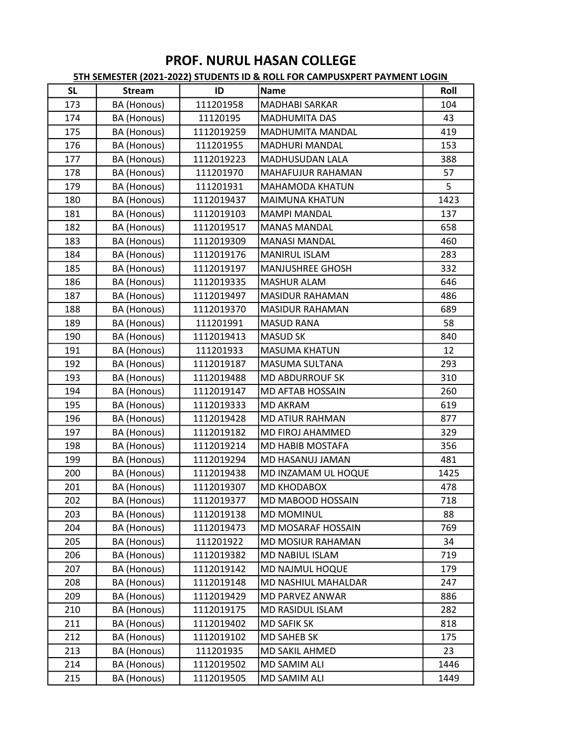# PROF. NURUL HASAN COLLEGE

**5TH SEMESTER (2021-2022) STUDENTS ID & ROLL FOR CAMPUSXPERT PAYMENT LOGIN**

| SL | Stream | ID | Name | Roll |
|---|---|---|---|---|
| 173 | BA (Honous) | 111201958 | MADHABI SARKAR | 104 |
| 174 | BA (Honous) | 11120195 | MADHUMITA DAS | 43 |
| 175 | BA (Honous) | 1112019259 | MADHUMITA MANDAL | 419 |
| 176 | BA (Honous) | 111201955 | MADHURI MANDAL | 153 |
| 177 | BA (Honous) | 1112019223 | MADHUSUDAN LALA | 388 |
| 178 | BA (Honous) | 111201970 | MAHAFUJUR RAHAMAN | 57 |
| 179 | BA (Honous) | 111201931 | MAHAMODA KHATUN | 5 |
| 180 | BA (Honous) | 1112019437 | MAIMUNA KHATUN | 1423 |
| 181 | BA (Honous) | 1112019103 | MAMPI MANDAL | 137 |
| 182 | BA (Honous) | 1112019517 | MANAS MANDAL | 658 |
| 183 | BA (Honous) | 1112019309 | MANASI MANDAL | 460 |
| 184 | BA (Honous) | 1112019176 | MANIRUL ISLAM | 283 |
| 185 | BA (Honous) | 1112019197 | MANJUSHREE GHOSH | 332 |
| 186 | BA (Honous) | 1112019335 | MASHUR ALAM | 646 |
| 187 | BA (Honous) | 1112019497 | MASIDUR RAHAMAN | 486 |
| 188 | BA (Honous) | 1112019370 | MASIDUR RAHAMAN | 689 |
| 189 | BA (Honous) | 111201991 | MASUD RANA | 58 |
| 190 | BA (Honous) | 1112019413 | MASUD SK | 840 |
| 191 | BA (Honous) | 111201933 | MASUMA KHATUN | 12 |
| 192 | BA (Honous) | 1112019187 | MASUMA SULTANA | 293 |
| 193 | BA (Honous) | 1112019488 | MD ABDURROUF SK | 310 |
| 194 | BA (Honous) | 1112019147 | MD AFTAB HOSSAIN | 260 |
| 195 | BA (Honous) | 1112019333 | MD AKRAM | 619 |
| 196 | BA (Honous) | 1112019428 | MD ATIUR RAHMAN | 877 |
| 197 | BA (Honous) | 1112019182 | MD FIROJ AHAMMED | 329 |
| 198 | BA (Honous) | 1112019214 | MD HABIB MOSTAFA | 356 |
| 199 | BA (Honous) | 1112019294 | MD HASANUJ JAMAN | 481 |
| 200 | BA (Honous) | 1112019438 | MD INZAMAM UL HOQUE | 1425 |
| 201 | BA (Honous) | 1112019307 | MD KHODABOX | 478 |
| 202 | BA (Honous) | 1112019377 | MD MABOOD HOSSAIN | 718 |
| 203 | BA (Honous) | 1112019138 | MD MOMINUL | 88 |
| 204 | BA (Honous) | 1112019473 | MD MOSARAF HOSSAIN | 769 |
| 205 | BA (Honous) | 111201922 | MD MOSIUR RAHAMAN | 34 |
| 206 | BA (Honous) | 1112019382 | MD NABIUL ISLAM | 719 |
| 207 | BA (Honous) | 1112019142 | MD NAJMUL HOQUE | 179 |
| 208 | BA (Honous) | 1112019148 | MD NASHIUL MAHALDAR | 247 |
| 209 | BA (Honous) | 1112019429 | MD PARVEZ ANWAR | 886 |
| 210 | BA (Honous) | 1112019175 | MD RASIDUL ISLAM | 282 |
| 211 | BA (Honous) | 1112019402 | MD SAFIK SK | 818 |
| 212 | BA (Honous) | 1112019102 | MD SAHEB SK | 175 |
| 213 | BA (Honous) | 111201935 | MD SAKIL AHMED | 23 |
| 214 | BA (Honous) | 1112019502 | MD SAMIM ALI | 1446 |
| 215 | BA (Honous) | 1112019505 | MD SAMIM ALI | 1449 |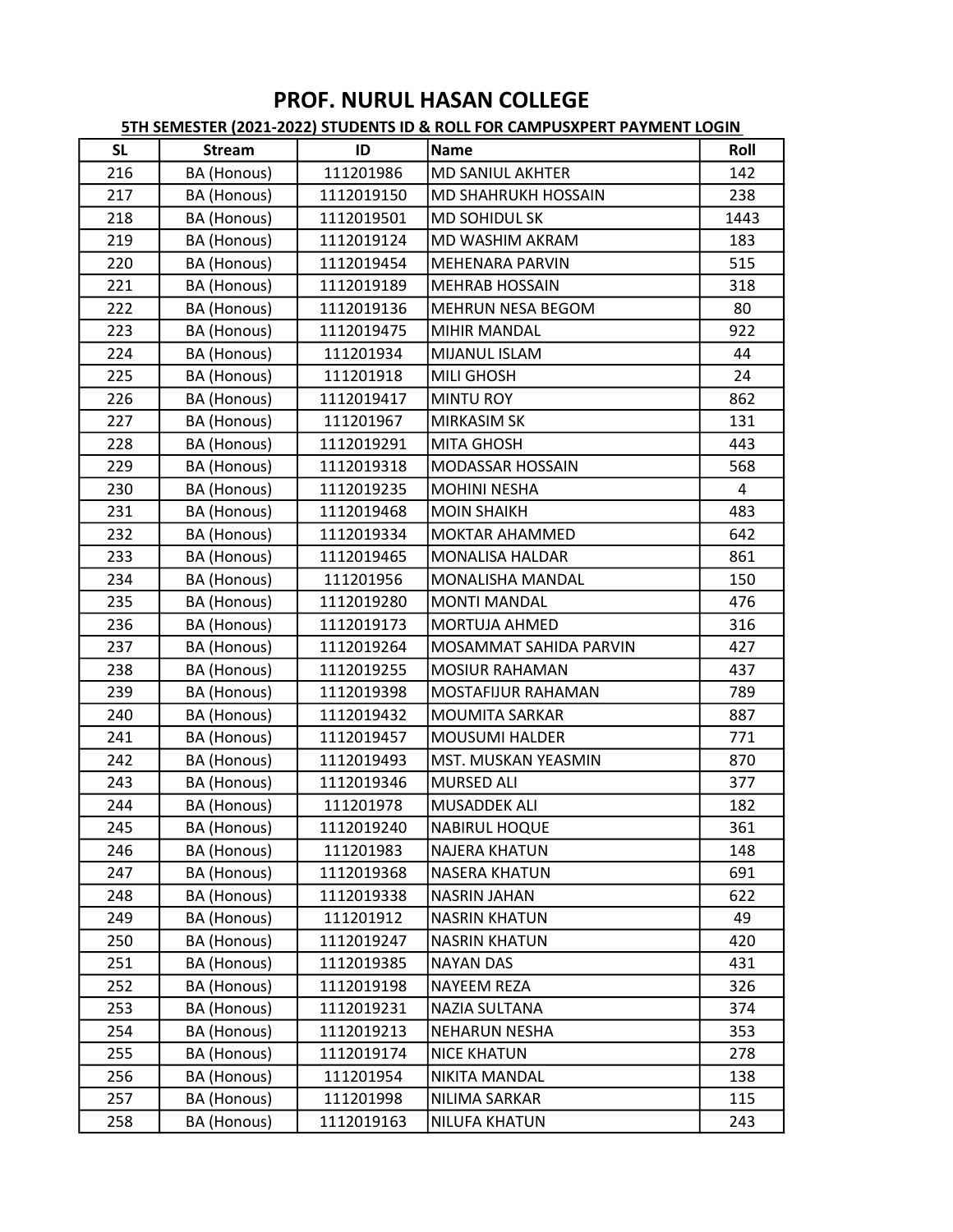# PROF. NURUL HASAN COLLEGE

**5TH SEMESTER (2021-2022) STUDENTS ID & ROLL FOR CAMPUSXPERT PAYMENT LOGIN**

| SL | Stream | ID | Name | Roll |
|---|---|---|---|---|
| 216 | BA (Honous) | 111201986 | MD SANIUL AKHTER | 142 |
| 217 | BA (Honous) | 1112019150 | MD SHAHRUKH HOSSAIN | 238 |
| 218 | BA (Honous) | 1112019501 | MD SOHIDUL SK | 1443 |
| 219 | BA (Honous) | 1112019124 | MD WASHIM AKRAM | 183 |
| 220 | BA (Honous) | 1112019454 | MEHENARA PARVIN | 515 |
| 221 | BA (Honous) | 1112019189 | MEHRAB HOSSAIN | 318 |
| 222 | BA (Honous) | 1112019136 | MEHRUN NESA BEGOM | 80 |
| 223 | BA (Honous) | 1112019475 | MIHIR MANDAL | 922 |
| 224 | BA (Honous) | 111201934 | MIJANUL ISLAM | 44 |
| 225 | BA (Honous) | 111201918 | MILI GHOSH | 24 |
| 226 | BA (Honous) | 1112019417 | MINTU ROY | 862 |
| 227 | BA (Honous) | 111201967 | MIRKASIM SK | 131 |
| 228 | BA (Honous) | 1112019291 | MITA GHOSH | 443 |
| 229 | BA (Honous) | 1112019318 | MODASSAR HOSSAIN | 568 |
| 230 | BA (Honous) | 1112019235 | MOHINI NESHA | 4 |
| 231 | BA (Honous) | 1112019468 | MOIN SHAIKH | 483 |
| 232 | BA (Honous) | 1112019334 | MOKTAR AHAMMED | 642 |
| 233 | BA (Honous) | 1112019465 | MONALISA HALDAR | 861 |
| 234 | BA (Honous) | 111201956 | MONALISHA MANDAL | 150 |
| 235 | BA (Honous) | 1112019280 | MONTI MANDAL | 476 |
| 236 | BA (Honous) | 1112019173 | MORTUJA AHMED | 316 |
| 237 | BA (Honous) | 1112019264 | MOSAMMAT SAHIDA PARVIN | 427 |
| 238 | BA (Honous) | 1112019255 | MOSIUR RAHAMAN | 437 |
| 239 | BA (Honous) | 1112019398 | MOSTAFIJUR RAHAMAN | 789 |
| 240 | BA (Honous) | 1112019432 | MOUMITA SARKAR | 887 |
| 241 | BA (Honous) | 1112019457 | MOUSUMI HALDER | 771 |
| 242 | BA (Honous) | 1112019493 | MST. MUSKAN YEASMIN | 870 |
| 243 | BA (Honous) | 1112019346 | MURSED ALI | 377 |
| 244 | BA (Honous) | 111201978 | MUSADDEK ALI | 182 |
| 245 | BA (Honous) | 1112019240 | NABIRUL HOQUE | 361 |
| 246 | BA (Honous) | 111201983 | NAJERA KHATUN | 148 |
| 247 | BA (Honous) | 1112019368 | NASERA KHATUN | 691 |
| 248 | BA (Honous) | 1112019338 | NASRIN JAHAN | 622 |
| 249 | BA (Honous) | 111201912 | NASRIN KHATUN | 49 |
| 250 | BA (Honous) | 1112019247 | NASRIN KHATUN | 420 |
| 251 | BA (Honous) | 1112019385 | NAYAN DAS | 431 |
| 252 | BA (Honous) | 1112019198 | NAYEEM REZA | 326 |
| 253 | BA (Honous) | 1112019231 | NAZIA SULTANA | 374 |
| 254 | BA (Honous) | 1112019213 | NEHARUN NESHA | 353 |
| 255 | BA (Honous) | 1112019174 | NICE KHATUN | 278 |
| 256 | BA (Honous) | 111201954 | NIKITA MANDAL | 138 |
| 257 | BA (Honous) | 111201998 | NILIMA SARKAR | 115 |
| 258 | BA (Honous) | 1112019163 | NILUFA KHATUN | 243 |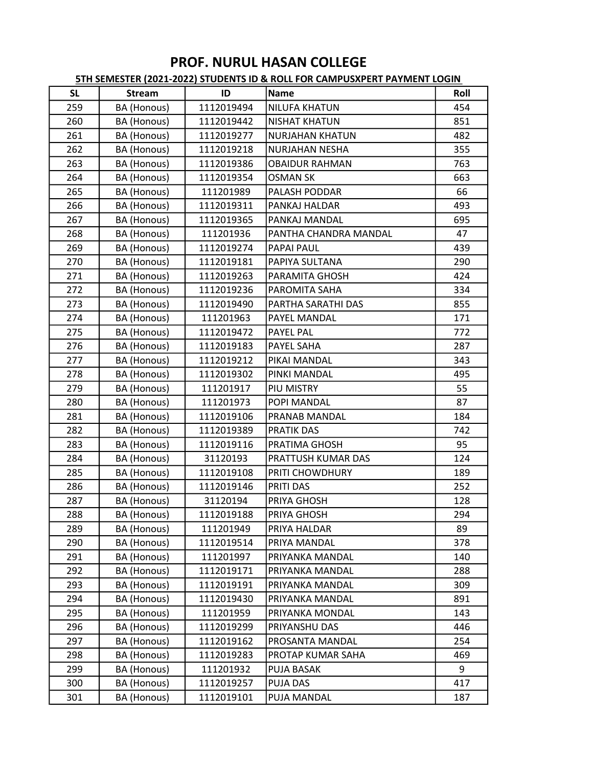# PROF. NURUL HASAN COLLEGE

**5TH SEMESTER (2021-2022) STUDENTS ID & ROLL FOR CAMPUSXPERT PAYMENT LOGIN**

| SL | Stream | ID | Name | Roll |
|---|---|---|---|---|
| 259 | BA (Honous) | 1112019494 | NILUFA KHATUN | 454 |
| 260 | BA (Honous) | 1112019442 | NISHAT KHATUN | 851 |
| 261 | BA (Honous) | 1112019277 | NURJAHAN KHATUN | 482 |
| 262 | BA (Honous) | 1112019218 | NURJAHAN NESHA | 355 |
| 263 | BA (Honous) | 1112019386 | OBAIDUR RAHMAN | 763 |
| 264 | BA (Honous) | 1112019354 | OSMAN SK | 663 |
| 265 | BA (Honous) | 111201989 | PALASH PODDAR | 66 |
| 266 | BA (Honous) | 1112019311 | PANKAJ HALDAR | 493 |
| 267 | BA (Honous) | 1112019365 | PANKAJ MANDAL | 695 |
| 268 | BA (Honous) | 111201936 | PANTHA CHANDRA MANDAL | 47 |
| 269 | BA (Honous) | 1112019274 | PAPAI PAUL | 439 |
| 270 | BA (Honous) | 1112019181 | PAPIYA SULTANA | 290 |
| 271 | BA (Honous) | 1112019263 | PARAMITA GHOSH | 424 |
| 272 | BA (Honous) | 1112019236 | PAROMITA SAHA | 334 |
| 273 | BA (Honous) | 1112019490 | PARTHA SARATHI DAS | 855 |
| 274 | BA (Honous) | 111201963 | PAYEL MANDAL | 171 |
| 275 | BA (Honous) | 1112019472 | PAYEL PAL | 772 |
| 276 | BA (Honous) | 1112019183 | PAYEL SAHA | 287 |
| 277 | BA (Honous) | 1112019212 | PIKAI MANDAL | 343 |
| 278 | BA (Honous) | 1112019302 | PINKI MANDAL | 495 |
| 279 | BA (Honous) | 111201917 | PIU MISTRY | 55 |
| 280 | BA (Honous) | 111201973 | POPI MANDAL | 87 |
| 281 | BA (Honous) | 1112019106 | PRANAB MANDAL | 184 |
| 282 | BA (Honous) | 1112019389 | PRATIK DAS | 742 |
| 283 | BA (Honous) | 1112019116 | PRATIMA GHOSH | 95 |
| 284 | BA (Honous) | 31120193 | PRATTUSH KUMAR DAS | 124 |
| 285 | BA (Honous) | 1112019108 | PRITI CHOWDHURY | 189 |
| 286 | BA (Honous) | 1112019146 | PRITI DAS | 252 |
| 287 | BA (Honous) | 31120194 | PRIYA GHOSH | 128 |
| 288 | BA (Honous) | 1112019188 | PRIYA GHOSH | 294 |
| 289 | BA (Honous) | 111201949 | PRIYA HALDAR | 89 |
| 290 | BA (Honous) | 1112019514 | PRIYA MANDAL | 378 |
| 291 | BA (Honous) | 111201997 | PRIYANKA MANDAL | 140 |
| 292 | BA (Honous) | 1112019171 | PRIYANKA MANDAL | 288 |
| 293 | BA (Honous) | 1112019191 | PRIYANKA MANDAL | 309 |
| 294 | BA (Honous) | 1112019430 | PRIYANKA MANDAL | 891 |
| 295 | BA (Honous) | 111201959 | PRIYANKA MONDAL | 143 |
| 296 | BA (Honous) | 1112019299 | PRIYANSHU DAS | 446 |
| 297 | BA (Honous) | 1112019162 | PROSANTA MANDAL | 254 |
| 298 | BA (Honous) | 1112019283 | PROTAP KUMAR SAHA | 469 |
| 299 | BA (Honous) | 111201932 | PUJA BASAK | 9 |
| 300 | BA (Honous) | 1112019257 | PUJA DAS | 417 |
| 301 | BA (Honous) | 1112019101 | PUJA MANDAL | 187 |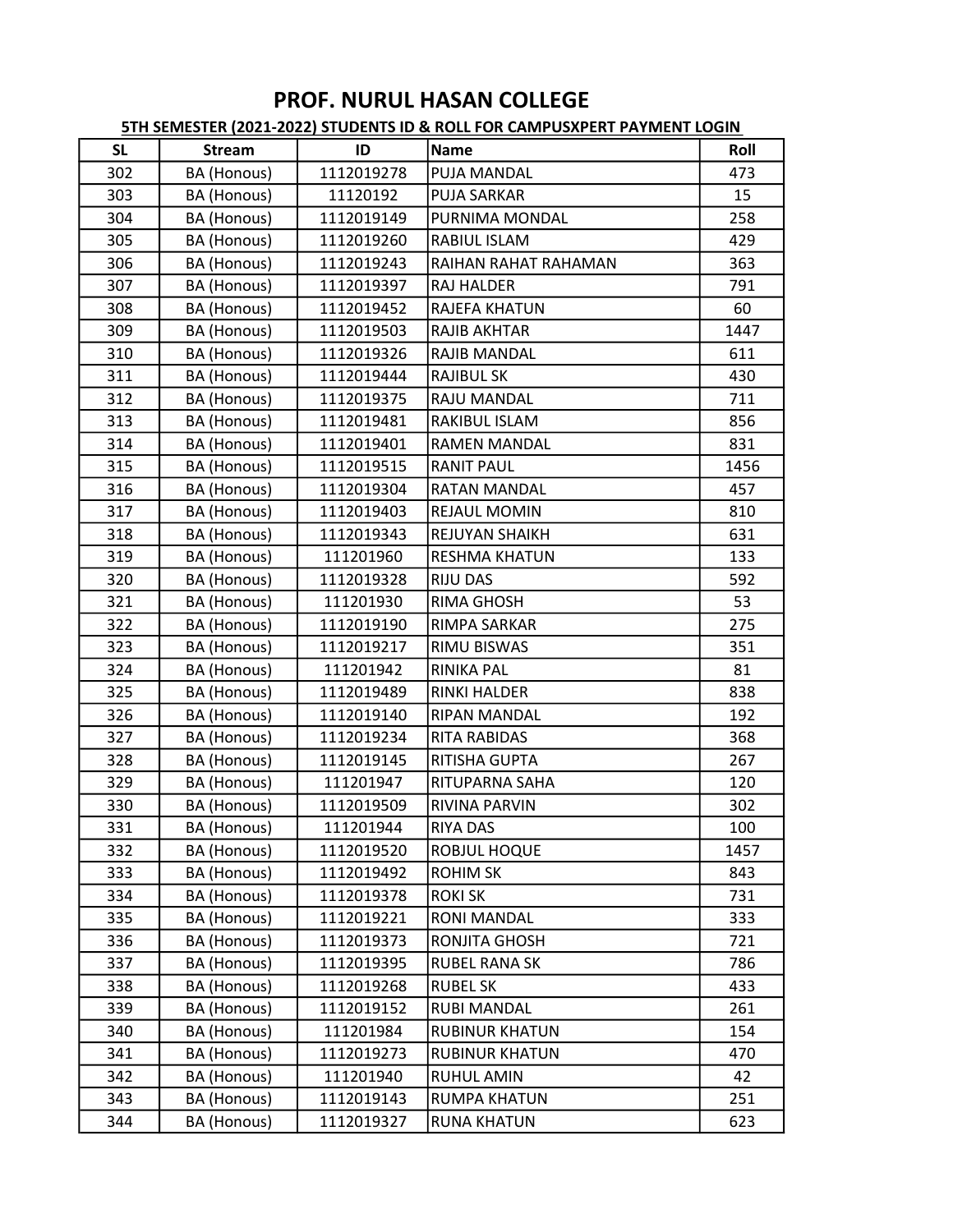# PROF. NURUL HASAN COLLEGE

## 5TH SEMESTER (2021-2022) STUDENTS ID & ROLL FOR CAMPUSXPERT PAYMENT LOGIN

| SL | Stream | ID | Name | Roll |
|---|---|---|---|---|
| 302 | BA (Honous) | 1112019278 | PUJA MANDAL | 473 |
| 303 | BA (Honous) | 11120192 | PUJA SARKAR | 15 |
| 304 | BA (Honous) | 1112019149 | PURNIMA MONDAL | 258 |
| 305 | BA (Honous) | 1112019260 | RABIUL ISLAM | 429 |
| 306 | BA (Honous) | 1112019243 | RAIHAN RAHAT RAHAMAN | 363 |
| 307 | BA (Honous) | 1112019397 | RAJ HALDER | 791 |
| 308 | BA (Honous) | 1112019452 | RAJEFA KHATUN | 60 |
| 309 | BA (Honous) | 1112019503 | RAJIB AKHTAR | 1447 |
| 310 | BA (Honous) | 1112019326 | RAJIB MANDAL | 611 |
| 311 | BA (Honous) | 1112019444 | RAJIBUL SK | 430 |
| 312 | BA (Honous) | 1112019375 | RAJU MANDAL | 711 |
| 313 | BA (Honous) | 1112019481 | RAKIBUL ISLAM | 856 |
| 314 | BA (Honous) | 1112019401 | RAMEN MANDAL | 831 |
| 315 | BA (Honous) | 1112019515 | RANIT PAUL | 1456 |
| 316 | BA (Honous) | 1112019304 | RATAN MANDAL | 457 |
| 317 | BA (Honous) | 1112019403 | REJAUL MOMIN | 810 |
| 318 | BA (Honous) | 1112019343 | REJUYAN SHAIKH | 631 |
| 319 | BA (Honous) | 111201960 | RESHMA KHATUN | 133 |
| 320 | BA (Honous) | 1112019328 | RIJU DAS | 592 |
| 321 | BA (Honous) | 111201930 | RIMA GHOSH | 53 |
| 322 | BA (Honous) | 1112019190 | RIMPA SARKAR | 275 |
| 323 | BA (Honous) | 1112019217 | RIMU BISWAS | 351 |
| 324 | BA (Honous) | 111201942 | RINIKA PAL | 81 |
| 325 | BA (Honous) | 1112019489 | RINKI HALDER | 838 |
| 326 | BA (Honous) | 1112019140 | RIPAN MANDAL | 192 |
| 327 | BA (Honous) | 1112019234 | RITA RABIDAS | 368 |
| 328 | BA (Honous) | 1112019145 | RITISHA GUPTA | 267 |
| 329 | BA (Honous) | 111201947 | RITUPARNA SAHA | 120 |
| 330 | BA (Honous) | 1112019509 | RIVINA PARVIN | 302 |
| 331 | BA (Honous) | 111201944 | RIYA DAS | 100 |
| 332 | BA (Honous) | 1112019520 | ROBJUL HOQUE | 1457 |
| 333 | BA (Honous) | 1112019492 | ROHIM SK | 843 |
| 334 | BA (Honous) | 1112019378 | ROKI SK | 731 |
| 335 | BA (Honous) | 1112019221 | RONI MANDAL | 333 |
| 336 | BA (Honous) | 1112019373 | RONJITA GHOSH | 721 |
| 337 | BA (Honous) | 1112019395 | RUBEL RANA SK | 786 |
| 338 | BA (Honous) | 1112019268 | RUBEL SK | 433 |
| 339 | BA (Honous) | 1112019152 | RUBI MANDAL | 261 |
| 340 | BA (Honous) | 111201984 | RUBINUR KHATUN | 154 |
| 341 | BA (Honous) | 1112019273 | RUBINUR KHATUN | 470 |
| 342 | BA (Honous) | 111201940 | RUHUL AMIN | 42 |
| 343 | BA (Honous) | 1112019143 | RUMPA KHATUN | 251 |
| 344 | BA (Honous) | 1112019327 | RUNA KHATUN | 623 |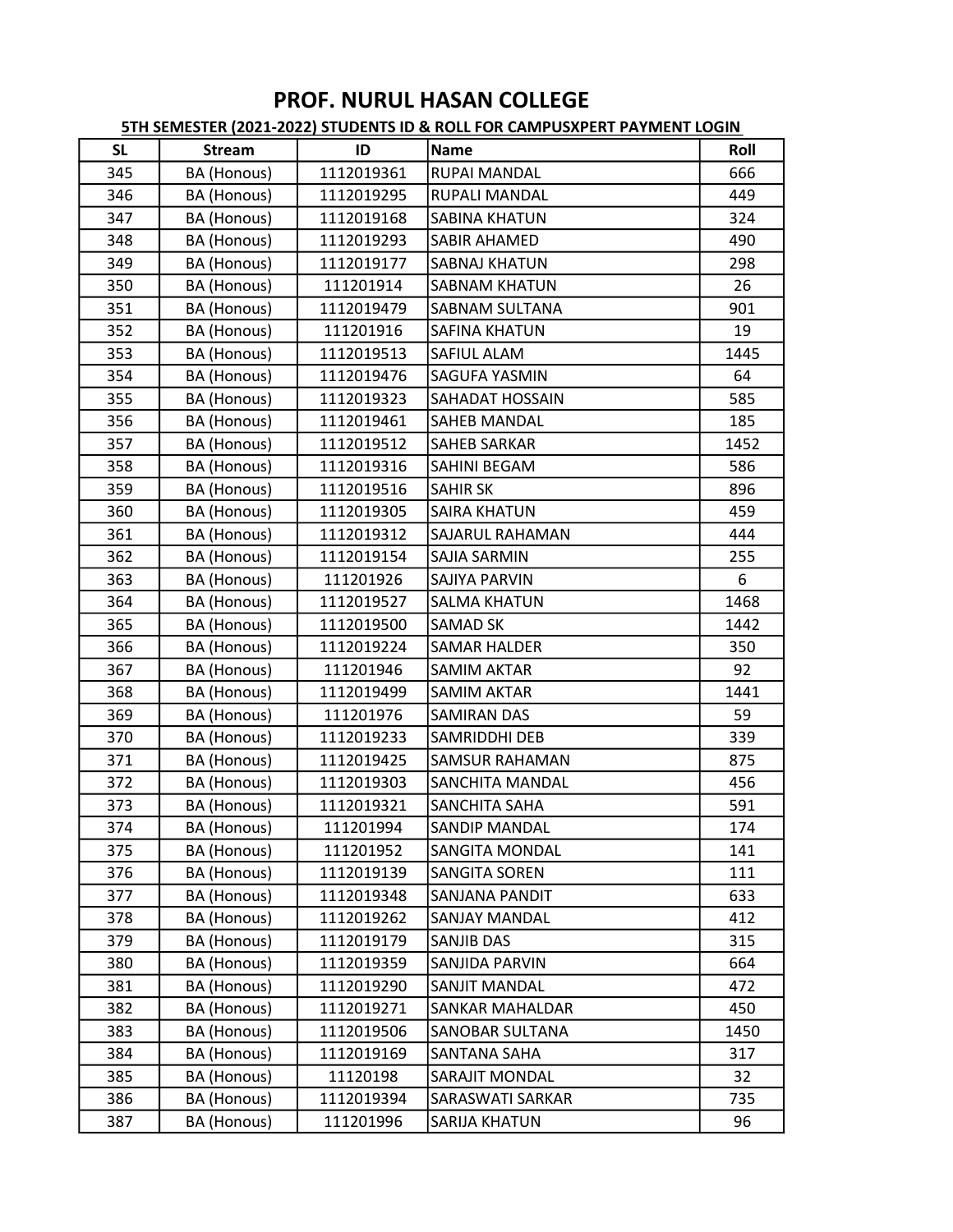# PROF. NURUL HASAN COLLEGE

**5TH SEMESTER (2021-2022) STUDENTS ID & ROLL FOR CAMPUSXPERT PAYMENT LOGIN**

| SL | Stream | ID | Name | Roll |
|---|---|---|---|---|
| 345 | BA (Honous) | 1112019361 | RUPAI MANDAL | 666 |
| 346 | BA (Honous) | 1112019295 | RUPALI MANDAL | 449 |
| 347 | BA (Honous) | 1112019168 | SABINA KHATUN | 324 |
| 348 | BA (Honous) | 1112019293 | SABIR AHAMED | 490 |
| 349 | BA (Honous) | 1112019177 | SABNAJ KHATUN | 298 |
| 350 | BA (Honous) | 111201914 | SABNAM KHATUN | 26 |
| 351 | BA (Honous) | 1112019479 | SABNAM SULTANA | 901 |
| 352 | BA (Honous) | 111201916 | SAFINA KHATUN | 19 |
| 353 | BA (Honous) | 1112019513 | SAFIUL ALAM | 1445 |
| 354 | BA (Honous) | 1112019476 | SAGUFA YASMIN | 64 |
| 355 | BA (Honous) | 1112019323 | SAHADAT HOSSAIN | 585 |
| 356 | BA (Honous) | 1112019461 | SAHEB MANDAL | 185 |
| 357 | BA (Honous) | 1112019512 | SAHEB SARKAR | 1452 |
| 358 | BA (Honous) | 1112019316 | SAHINI BEGAM | 586 |
| 359 | BA (Honous) | 1112019516 | SAHIR SK | 896 |
| 360 | BA (Honous) | 1112019305 | SAIRA KHATUN | 459 |
| 361 | BA (Honous) | 1112019312 | SAJARUL RAHAMAN | 444 |
| 362 | BA (Honous) | 1112019154 | SAJIA SARMIN | 255 |
| 363 | BA (Honous) | 111201926 | SAJIYA PARVIN | 6 |
| 364 | BA (Honous) | 1112019527 | SALMA KHATUN | 1468 |
| 365 | BA (Honous) | 1112019500 | SAMAD SK | 1442 |
| 366 | BA (Honous) | 1112019224 | SAMAR HALDER | 350 |
| 367 | BA (Honous) | 111201946 | SAMIM AKTAR | 92 |
| 368 | BA (Honous) | 1112019499 | SAMIM AKTAR | 1441 |
| 369 | BA (Honous) | 111201976 | SAMIRAN DAS | 59 |
| 370 | BA (Honous) | 1112019233 | SAMRIDDHI DEB | 339 |
| 371 | BA (Honous) | 1112019425 | SAMSUR RAHAMAN | 875 |
| 372 | BA (Honous) | 1112019303 | SANCHITA MANDAL | 456 |
| 373 | BA (Honous) | 1112019321 | SANCHITA SAHA | 591 |
| 374 | BA (Honous) | 111201994 | SANDIP MANDAL | 174 |
| 375 | BA (Honous) | 111201952 | SANGITA MONDAL | 141 |
| 376 | BA (Honous) | 1112019139 | SANGITA SOREN | 111 |
| 377 | BA (Honous) | 1112019348 | SANJANA PANDIT | 633 |
| 378 | BA (Honous) | 1112019262 | SANJAY MANDAL | 412 |
| 379 | BA (Honous) | 1112019179 | SANJIB DAS | 315 |
| 380 | BA (Honous) | 1112019359 | SANJIDA PARVIN | 664 |
| 381 | BA (Honous) | 1112019290 | SANJIT MANDAL | 472 |
| 382 | BA (Honous) | 1112019271 | SANKAR MAHALDAR | 450 |
| 383 | BA (Honous) | 1112019506 | SANOBAR SULTANA | 1450 |
| 384 | BA (Honous) | 1112019169 | SANTANA SAHA | 317 |
| 385 | BA (Honous) | 11120198 | SARAJIT MONDAL | 32 |
| 386 | BA (Honous) | 1112019394 | SARASWATI SARKAR | 735 |
| 387 | BA (Honous) | 111201996 | SARIJA KHATUN | 96 |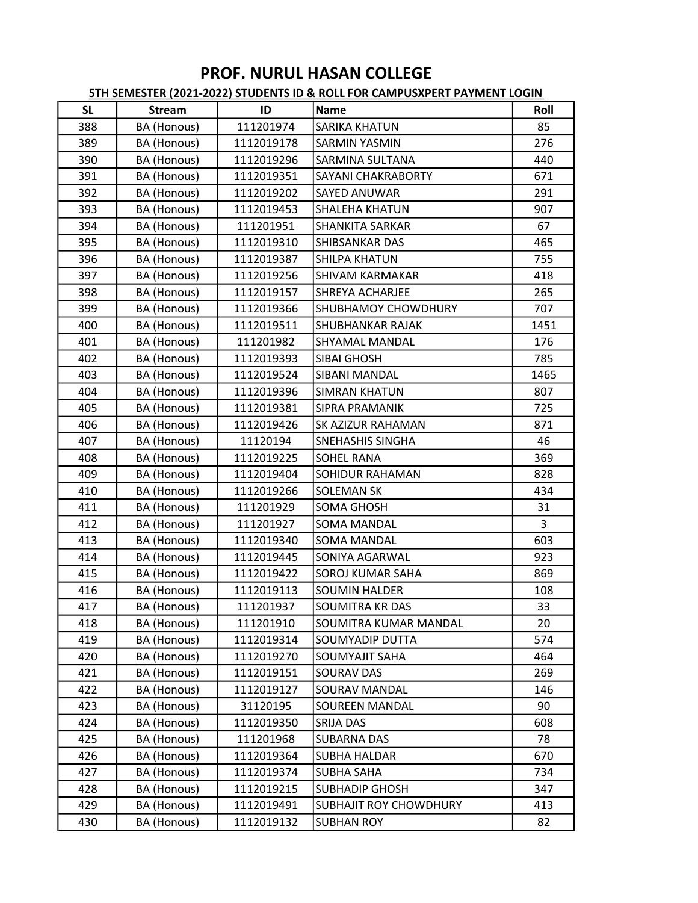# PROF. NURUL HASAN COLLEGE

**5TH SEMESTER (2021-2022) STUDENTS ID & ROLL FOR CAMPUSXPERT PAYMENT LOGIN**

| SL | Stream | ID | Name | Roll |
|---|---|---|---|---|
| 388 | BA (Honous) | 111201974 | SARIKA KHATUN | 85 |
| 389 | BA (Honous) | 1112019178 | SARMIN YASMIN | 276 |
| 390 | BA (Honous) | 1112019296 | SARMINA SULTANA | 440 |
| 391 | BA (Honous) | 1112019351 | SAYANI CHAKRABORTY | 671 |
| 392 | BA (Honous) | 1112019202 | SAYED ANUWAR | 291 |
| 393 | BA (Honous) | 1112019453 | SHALEHA KHATUN | 907 |
| 394 | BA (Honous) | 111201951 | SHANKITA SARKAR | 67 |
| 395 | BA (Honous) | 1112019310 | SHIBSANKAR DAS | 465 |
| 396 | BA (Honous) | 1112019387 | SHILPA KHATUN | 755 |
| 397 | BA (Honous) | 1112019256 | SHIVAM KARMAKAR | 418 |
| 398 | BA (Honous) | 1112019157 | SHREYA ACHARJEE | 265 |
| 399 | BA (Honous) | 1112019366 | SHUBHAMOY CHOWDHURY | 707 |
| 400 | BA (Honous) | 1112019511 | SHUBHANKAR RAJAK | 1451 |
| 401 | BA (Honous) | 111201982 | SHYAMAL MANDAL | 176 |
| 402 | BA (Honous) | 1112019393 | SIBAI GHOSH | 785 |
| 403 | BA (Honous) | 1112019524 | SIBANI MANDAL | 1465 |
| 404 | BA (Honous) | 1112019396 | SIMRAN KHATUN | 807 |
| 405 | BA (Honous) | 1112019381 | SIPRA PRAMANIK | 725 |
| 406 | BA (Honous) | 1112019426 | SK AZIZUR RAHAMAN | 871 |
| 407 | BA (Honous) | 11120194 | SNEHASHIS SINGHA | 46 |
| 408 | BA (Honous) | 1112019225 | SOHEL RANA | 369 |
| 409 | BA (Honous) | 1112019404 | SOHIDUR RAHAMAN | 828 |
| 410 | BA (Honous) | 1112019266 | SOLEMAN SK | 434 |
| 411 | BA (Honous) | 111201929 | SOMA GHOSH | 31 |
| 412 | BA (Honous) | 111201927 | SOMA MANDAL | 3 |
| 413 | BA (Honous) | 1112019340 | SOMA MANDAL | 603 |
| 414 | BA (Honous) | 1112019445 | SONIYA AGARWAL | 923 |
| 415 | BA (Honous) | 1112019422 | SOROJ KUMAR SAHA | 869 |
| 416 | BA (Honous) | 1112019113 | SOUMIN HALDER | 108 |
| 417 | BA (Honous) | 111201937 | SOUMITRA KR DAS | 33 |
| 418 | BA (Honous) | 111201910 | SOUMITRA KUMAR MANDAL | 20 |
| 419 | BA (Honous) | 1112019314 | SOUMYADIP DUTTA | 574 |
| 420 | BA (Honous) | 1112019270 | SOUMYAJIT SAHA | 464 |
| 421 | BA (Honous) | 1112019151 | SOURAV DAS | 269 |
| 422 | BA (Honous) | 1112019127 | SOURAV MANDAL | 146 |
| 423 | BA (Honous) | 31120195 | SOUREEN MANDAL | 90 |
| 424 | BA (Honous) | 1112019350 | SRIJA DAS | 608 |
| 425 | BA (Honous) | 111201968 | SUBARNA DAS | 78 |
| 426 | BA (Honous) | 1112019364 | SUBHA HALDAR | 670 |
| 427 | BA (Honous) | 1112019374 | SUBHA SAHA | 734 |
| 428 | BA (Honous) | 1112019215 | SUBHADIP GHOSH | 347 |
| 429 | BA (Honous) | 1112019491 | SUBHAJIT ROY CHOWDHURY | 413 |
| 430 | BA (Honous) | 1112019132 | SUBHAN ROY | 82 |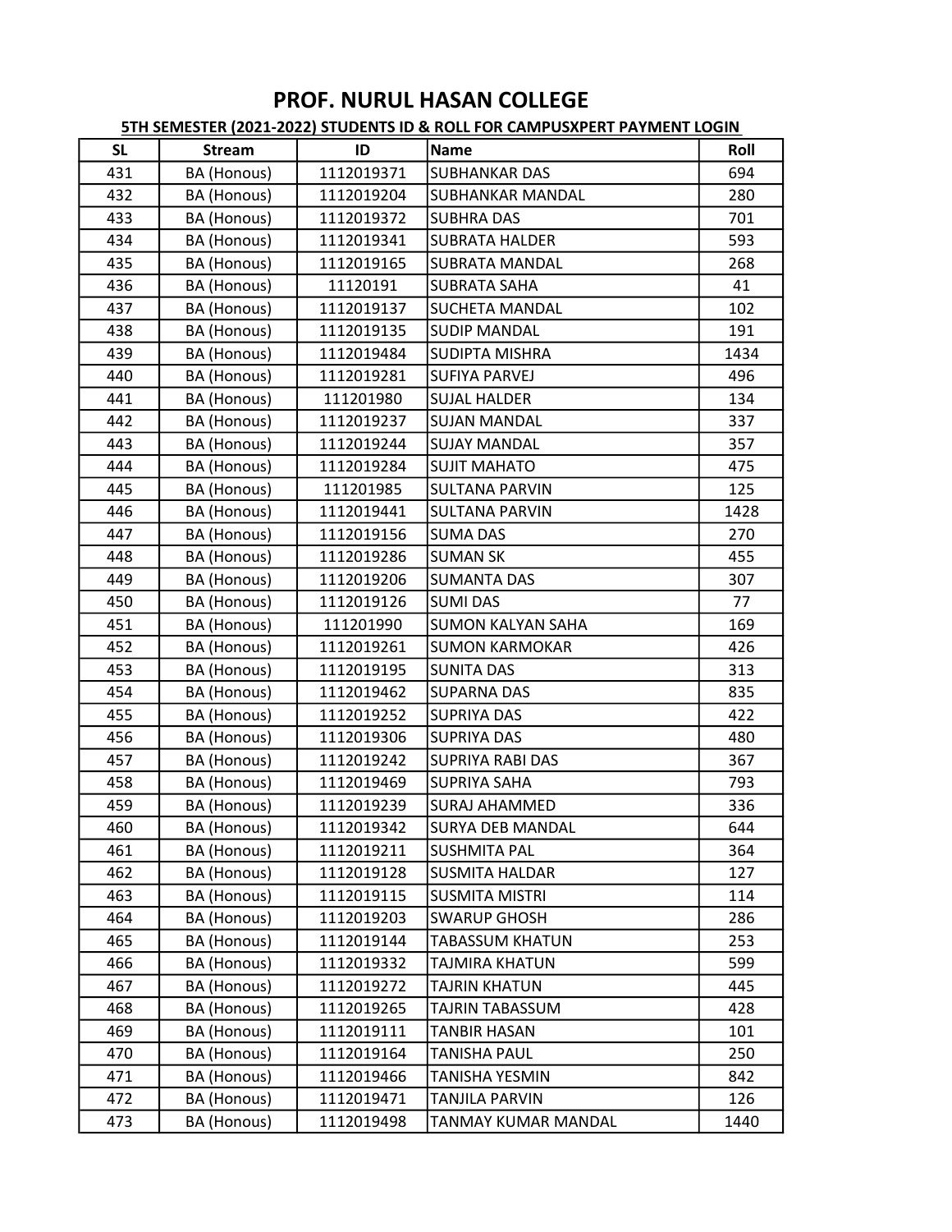# PROF. NURUL HASAN COLLEGE

**5TH SEMESTER (2021-2022) STUDENTS ID & ROLL FOR CAMPUSXPERT PAYMENT LOGIN**

| SL | Stream | ID | Name | Roll |
|---|---|---|---|---|
| 431 | BA (Honous) | 1112019371 | SUBHANKAR DAS | 694 |
| 432 | BA (Honous) | 1112019204 | SUBHANKAR MANDAL | 280 |
| 433 | BA (Honous) | 1112019372 | SUBHRA DAS | 701 |
| 434 | BA (Honous) | 1112019341 | SUBRATA HALDER | 593 |
| 435 | BA (Honous) | 1112019165 | SUBRATA MANDAL | 268 |
| 436 | BA (Honous) | 11120191 | SUBRATA SAHA | 41 |
| 437 | BA (Honous) | 1112019137 | SUCHETA MANDAL | 102 |
| 438 | BA (Honous) | 1112019135 | SUDIP MANDAL | 191 |
| 439 | BA (Honous) | 1112019484 | SUDIPTA MISHRA | 1434 |
| 440 | BA (Honous) | 1112019281 | SUFIYA PARVEJ | 496 |
| 441 | BA (Honous) | 111201980 | SUJAL HALDER | 134 |
| 442 | BA (Honous) | 1112019237 | SUJAN MANDAL | 337 |
| 443 | BA (Honous) | 1112019244 | SUJAY MANDAL | 357 |
| 444 | BA (Honous) | 1112019284 | SUJIT MAHATO | 475 |
| 445 | BA (Honous) | 111201985 | SULTANA PARVIN | 125 |
| 446 | BA (Honous) | 1112019441 | SULTANA PARVIN | 1428 |
| 447 | BA (Honous) | 1112019156 | SUMA DAS | 270 |
| 448 | BA (Honous) | 1112019286 | SUMAN SK | 455 |
| 449 | BA (Honous) | 1112019206 | SUMANTA DAS | 307 |
| 450 | BA (Honous) | 1112019126 | SUMI DAS | 77 |
| 451 | BA (Honous) | 111201990 | SUMON KALYAN SAHA | 169 |
| 452 | BA (Honous) | 1112019261 | SUMON KARMOKAR | 426 |
| 453 | BA (Honous) | 1112019195 | SUNITA DAS | 313 |
| 454 | BA (Honous) | 1112019462 | SUPARNA DAS | 835 |
| 455 | BA (Honous) | 1112019252 | SUPRIYA DAS | 422 |
| 456 | BA (Honous) | 1112019306 | SUPRIYA DAS | 480 |
| 457 | BA (Honous) | 1112019242 | SUPRIYA RABI DAS | 367 |
| 458 | BA (Honous) | 1112019469 | SUPRIYA SAHA | 793 |
| 459 | BA (Honous) | 1112019239 | SURAJ AHAMMED | 336 |
| 460 | BA (Honous) | 1112019342 | SURYA DEB MANDAL | 644 |
| 461 | BA (Honous) | 1112019211 | SUSHMITA PAL | 364 |
| 462 | BA (Honous) | 1112019128 | SUSMITA HALDAR | 127 |
| 463 | BA (Honous) | 1112019115 | SUSMITA MISTRI | 114 |
| 464 | BA (Honous) | 1112019203 | SWARUP GHOSH | 286 |
| 465 | BA (Honous) | 1112019144 | TABASSUM KHATUN | 253 |
| 466 | BA (Honous) | 1112019332 | TAJMIRA KHATUN | 599 |
| 467 | BA (Honous) | 1112019272 | TAJRIN KHATUN | 445 |
| 468 | BA (Honous) | 1112019265 | TAJRIN TABASSUM | 428 |
| 469 | BA (Honous) | 1112019111 | TANBIR HASAN | 101 |
| 470 | BA (Honous) | 1112019164 | TANISHA PAUL | 250 |
| 471 | BA (Honous) | 1112019466 | TANISHA YESMIN | 842 |
| 472 | BA (Honous) | 1112019471 | TANJILA PARVIN | 126 |
| 473 | BA (Honous) | 1112019498 | TANMAY KUMAR MANDAL | 1440 |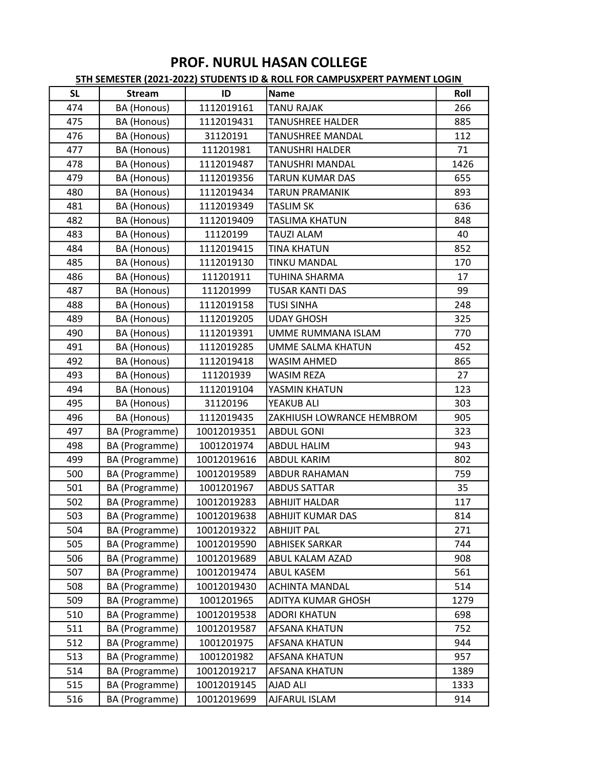# PROF. NURUL HASAN COLLEGE

**5TH SEMESTER (2021-2022) STUDENTS ID & ROLL FOR CAMPUSXPERT PAYMENT LOGIN**

| SL | Stream | ID | Name | Roll |
|---|---|---|---|---|
| 474 | BA (Honous) | 1112019161 | TANU RAJAK | 266 |
| 475 | BA (Honous) | 1112019431 | TANUSHREE HALDER | 885 |
| 476 | BA (Honous) | 31120191 | TANUSHREE MANDAL | 112 |
| 477 | BA (Honous) | 111201981 | TANUSHRI HALDER | 71 |
| 478 | BA (Honous) | 1112019487 | TANUSHRI MANDAL | 1426 |
| 479 | BA (Honous) | 1112019356 | TARUN KUMAR DAS | 655 |
| 480 | BA (Honous) | 1112019434 | TARUN PRAMANIK | 893 |
| 481 | BA (Honous) | 1112019349 | TASLIM SK | 636 |
| 482 | BA (Honous) | 1112019409 | TASLIMA KHATUN | 848 |
| 483 | BA (Honous) | 11120199 | TAUZI ALAM | 40 |
| 484 | BA (Honous) | 1112019415 | TINA KHATUN | 852 |
| 485 | BA (Honous) | 1112019130 | TINKU MANDAL | 170 |
| 486 | BA (Honous) | 111201911 | TUHINA SHARMA | 17 |
| 487 | BA (Honous) | 111201999 | TUSAR KANTI DAS | 99 |
| 488 | BA (Honous) | 1112019158 | TUSI SINHA | 248 |
| 489 | BA (Honous) | 1112019205 | UDAY GHOSH | 325 |
| 490 | BA (Honous) | 1112019391 | UMME RUMMANA ISLAM | 770 |
| 491 | BA (Honous) | 1112019285 | UMME SALMA KHATUN | 452 |
| 492 | BA (Honous) | 1112019418 | WASIM AHMED | 865 |
| 493 | BA (Honous) | 111201939 | WASIM REZA | 27 |
| 494 | BA (Honous) | 1112019104 | YASMIN KHATUN | 123 |
| 495 | BA (Honous) | 31120196 | YEAKUB ALI | 303 |
| 496 | BA (Honous) | 1112019435 | ZAKHIUSH LOWRANCE HEMBROM | 905 |
| 497 | BA (Programme) | 10012019351 | ABDUL GONI | 323 |
| 498 | BA (Programme) | 1001201974 | ABDUL HALIM | 943 |
| 499 | BA (Programme) | 10012019616 | ABDUL KARIM | 802 |
| 500 | BA (Programme) | 10012019589 | ABDUR RAHAMAN | 759 |
| 501 | BA (Programme) | 1001201967 | ABDUS SATTAR | 35 |
| 502 | BA (Programme) | 10012019283 | ABHIJIT HALDAR | 117 |
| 503 | BA (Programme) | 10012019638 | ABHIJIT KUMAR DAS | 814 |
| 504 | BA (Programme) | 10012019322 | ABHIJIT PAL | 271 |
| 505 | BA (Programme) | 10012019590 | ABHISEK SARKAR | 744 |
| 506 | BA (Programme) | 10012019689 | ABUL KALAM AZAD | 908 |
| 507 | BA (Programme) | 10012019474 | ABUL KASEM | 561 |
| 508 | BA (Programme) | 10012019430 | ACHINTA MANDAL | 514 |
| 509 | BA (Programme) | 1001201965 | ADITYA KUMAR GHOSH | 1279 |
| 510 | BA (Programme) | 10012019538 | ADORI KHATUN | 698 |
| 511 | BA (Programme) | 10012019587 | AFSANA KHATUN | 752 |
| 512 | BA (Programme) | 1001201975 | AFSANA KHATUN | 944 |
| 513 | BA (Programme) | 1001201982 | AFSANA KHATUN | 957 |
| 514 | BA (Programme) | 10012019217 | AFSANA KHATUN | 1389 |
| 515 | BA (Programme) | 10012019145 | AJAD ALI | 1333 |
| 516 | BA (Programme) | 10012019699 | AJFARUL ISLAM | 914 |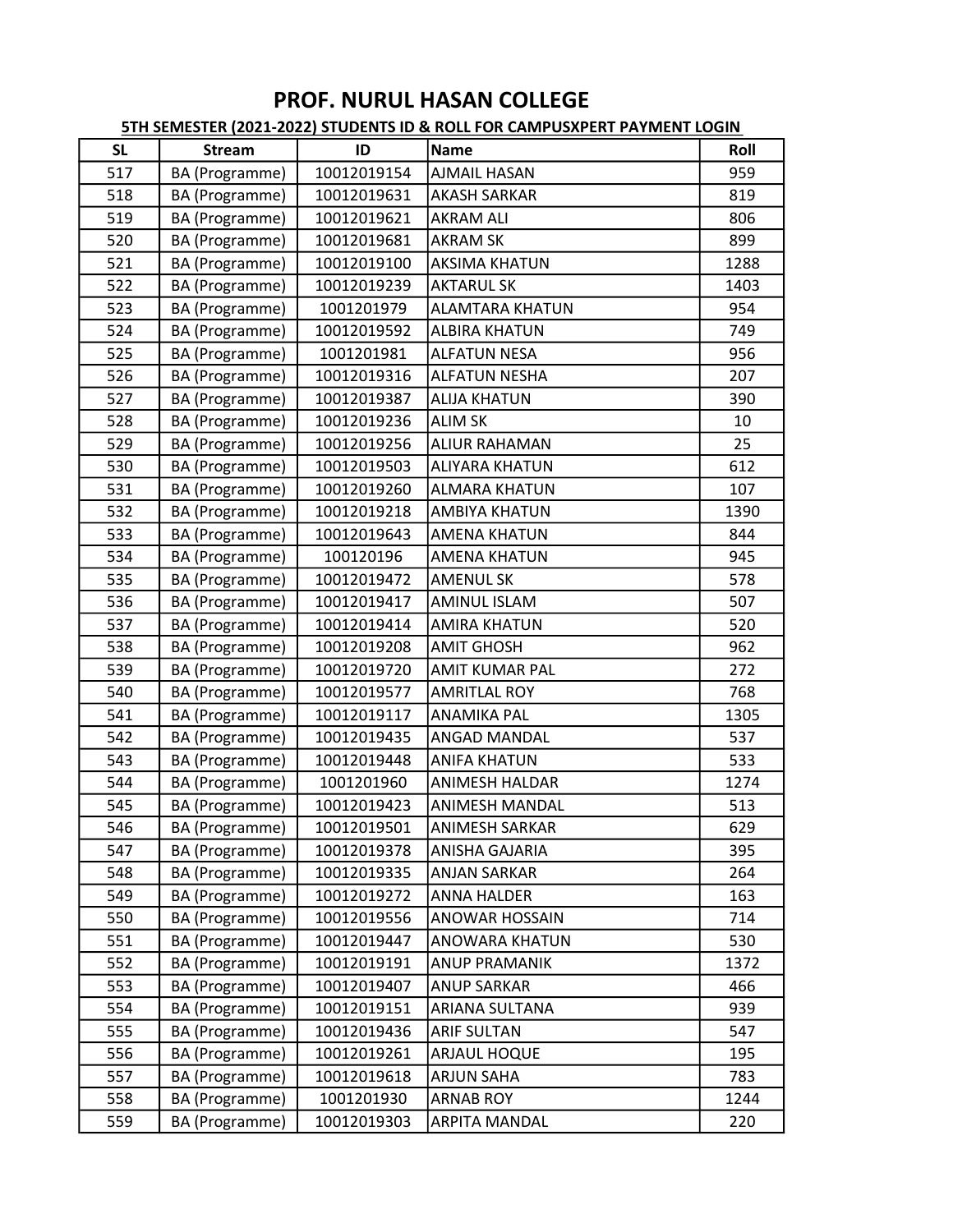# PROF. NURUL HASAN COLLEGE

**5TH SEMESTER (2021-2022) STUDENTS ID & ROLL FOR CAMPUSXPERT PAYMENT LOGIN**

| SL | Stream | ID | Name | Roll |
|---|---|---|---|---|
| 517 | BA (Programme) | 10012019154 | AJMAIL HASAN | 959 |
| 518 | BA (Programme) | 10012019631 | AKASH SARKAR | 819 |
| 519 | BA (Programme) | 10012019621 | AKRAM ALI | 806 |
| 520 | BA (Programme) | 10012019681 | AKRAM SK | 899 |
| 521 | BA (Programme) | 10012019100 | AKSIMA KHATUN | 1288 |
| 522 | BA (Programme) | 10012019239 | AKTARUL SK | 1403 |
| 523 | BA (Programme) | 1001201979 | ALAMTARA KHATUN | 954 |
| 524 | BA (Programme) | 10012019592 | ALBIRA KHATUN | 749 |
| 525 | BA (Programme) | 1001201981 | ALFATUN NESA | 956 |
| 526 | BA (Programme) | 10012019316 | ALFATUN NESHA | 207 |
| 527 | BA (Programme) | 10012019387 | ALIJA KHATUN | 390 |
| 528 | BA (Programme) | 10012019236 | ALIM SK | 10 |
| 529 | BA (Programme) | 10012019256 | ALIUR RAHAMAN | 25 |
| 530 | BA (Programme) | 10012019503 | ALIYARA KHATUN | 612 |
| 531 | BA (Programme) | 10012019260 | ALMARA KHATUN | 107 |
| 532 | BA (Programme) | 10012019218 | AMBIYA KHATUN | 1390 |
| 533 | BA (Programme) | 10012019643 | AMENA KHATUN | 844 |
| 534 | BA (Programme) | 100120196 | AMENA KHATUN | 945 |
| 535 | BA (Programme) | 10012019472 | AMENUL SK | 578 |
| 536 | BA (Programme) | 10012019417 | AMINUL ISLAM | 507 |
| 537 | BA (Programme) | 10012019414 | AMIRA KHATUN | 520 |
| 538 | BA (Programme) | 10012019208 | AMIT GHOSH | 962 |
| 539 | BA (Programme) | 10012019720 | AMIT KUMAR PAL | 272 |
| 540 | BA (Programme) | 10012019577 | AMRITLAL ROY | 768 |
| 541 | BA (Programme) | 10012019117 | ANAMIKA PAL | 1305 |
| 542 | BA (Programme) | 10012019435 | ANGAD MANDAL | 537 |
| 543 | BA (Programme) | 10012019448 | ANIFA KHATUN | 533 |
| 544 | BA (Programme) | 1001201960 | ANIMESH HALDAR | 1274 |
| 545 | BA (Programme) | 10012019423 | ANIMESH MANDAL | 513 |
| 546 | BA (Programme) | 10012019501 | ANIMESH SARKAR | 629 |
| 547 | BA (Programme) | 10012019378 | ANISHA GAJARIA | 395 |
| 548 | BA (Programme) | 10012019335 | ANJAN SARKAR | 264 |
| 549 | BA (Programme) | 10012019272 | ANNA HALDER | 163 |
| 550 | BA (Programme) | 10012019556 | ANOWAR HOSSAIN | 714 |
| 551 | BA (Programme) | 10012019447 | ANOWARA KHATUN | 530 |
| 552 | BA (Programme) | 10012019191 | ANUP PRAMANIK | 1372 |
| 553 | BA (Programme) | 10012019407 | ANUP SARKAR | 466 |
| 554 | BA (Programme) | 10012019151 | ARIANA SULTANA | 939 |
| 555 | BA (Programme) | 10012019436 | ARIF SULTAN | 547 |
| 556 | BA (Programme) | 10012019261 | ARJAUL HOQUE | 195 |
| 557 | BA (Programme) | 10012019618 | ARJUN SAHA | 783 |
| 558 | BA (Programme) | 1001201930 | ARNAB ROY | 1244 |
| 559 | BA (Programme) | 10012019303 | ARPITA MANDAL | 220 |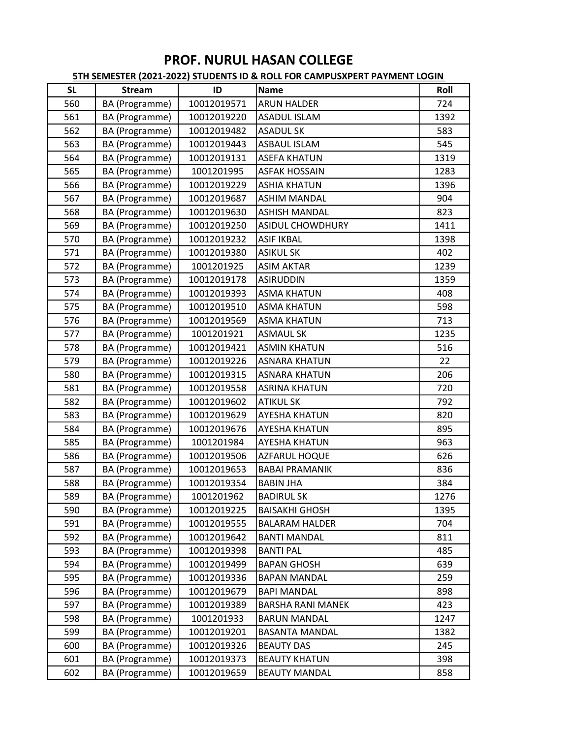# PROF. NURUL HASAN COLLEGE

## 5TH SEMESTER (2021-2022) STUDENTS ID & ROLL FOR CAMPUSXPERT PAYMENT LOGIN

| SL | Stream | ID | Name | Roll |
|---|---|---|---|---|
| 560 | BA (Programme) | 10012019571 | ARUN HALDER | 724 |
| 561 | BA (Programme) | 10012019220 | ASADUL ISLAM | 1392 |
| 562 | BA (Programme) | 10012019482 | ASADUL SK | 583 |
| 563 | BA (Programme) | 10012019443 | ASBAUL ISLAM | 545 |
| 564 | BA (Programme) | 10012019131 | ASEFA KHATUN | 1319 |
| 565 | BA (Programme) | 1001201995 | ASFAK HOSSAIN | 1283 |
| 566 | BA (Programme) | 10012019229 | ASHIA KHATUN | 1396 |
| 567 | BA (Programme) | 10012019687 | ASHIM MANDAL | 904 |
| 568 | BA (Programme) | 10012019630 | ASHISH MANDAL | 823 |
| 569 | BA (Programme) | 10012019250 | ASIDUL CHOWDHURY | 1411 |
| 570 | BA (Programme) | 10012019232 | ASIF IKBAL | 1398 |
| 571 | BA (Programme) | 10012019380 | ASIKUL SK | 402 |
| 572 | BA (Programme) | 1001201925 | ASIM AKTAR | 1239 |
| 573 | BA (Programme) | 10012019178 | ASIRUDDIN | 1359 |
| 574 | BA (Programme) | 10012019393 | ASMA KHATUN | 408 |
| 575 | BA (Programme) | 10012019510 | ASMA KHATUN | 598 |
| 576 | BA (Programme) | 10012019569 | ASMA KHATUN | 713 |
| 577 | BA (Programme) | 1001201921 | ASMAUL SK | 1235 |
| 578 | BA (Programme) | 10012019421 | ASMIN KHATUN | 516 |
| 579 | BA (Programme) | 10012019226 | ASNARA KHATUN | 22 |
| 580 | BA (Programme) | 10012019315 | ASNARA KHATUN | 206 |
| 581 | BA (Programme) | 10012019558 | ASRINA KHATUN | 720 |
| 582 | BA (Programme) | 10012019602 | ATIKUL SK | 792 |
| 583 | BA (Programme) | 10012019629 | AYESHA KHATUN | 820 |
| 584 | BA (Programme) | 10012019676 | AYESHA KHATUN | 895 |
| 585 | BA (Programme) | 1001201984 | AYESHA KHATUN | 963 |
| 586 | BA (Programme) | 10012019506 | AZFARUL HOQUE | 626 |
| 587 | BA (Programme) | 10012019653 | BABAI PRAMANIK | 836 |
| 588 | BA (Programme) | 10012019354 | BABIN JHA | 384 |
| 589 | BA (Programme) | 1001201962 | BADIRUL SK | 1276 |
| 590 | BA (Programme) | 10012019225 | BAISAKHI GHOSH | 1395 |
| 591 | BA (Programme) | 10012019555 | BALARAM HALDER | 704 |
| 592 | BA (Programme) | 10012019642 | BANTI MANDAL | 811 |
| 593 | BA (Programme) | 10012019398 | BANTI PAL | 485 |
| 594 | BA (Programme) | 10012019499 | BAPAN GHOSH | 639 |
| 595 | BA (Programme) | 10012019336 | BAPAN MANDAL | 259 |
| 596 | BA (Programme) | 10012019679 | BAPI MANDAL | 898 |
| 597 | BA (Programme) | 10012019389 | BARSHA RANI MANEK | 423 |
| 598 | BA (Programme) | 1001201933 | BARUN MANDAL | 1247 |
| 599 | BA (Programme) | 10012019201 | BASANTA MANDAL | 1382 |
| 600 | BA (Programme) | 10012019326 | BEAUTY DAS | 245 |
| 601 | BA (Programme) | 10012019373 | BEAUTY KHATUN | 398 |
| 602 | BA (Programme) | 10012019659 | BEAUTY MANDAL | 858 |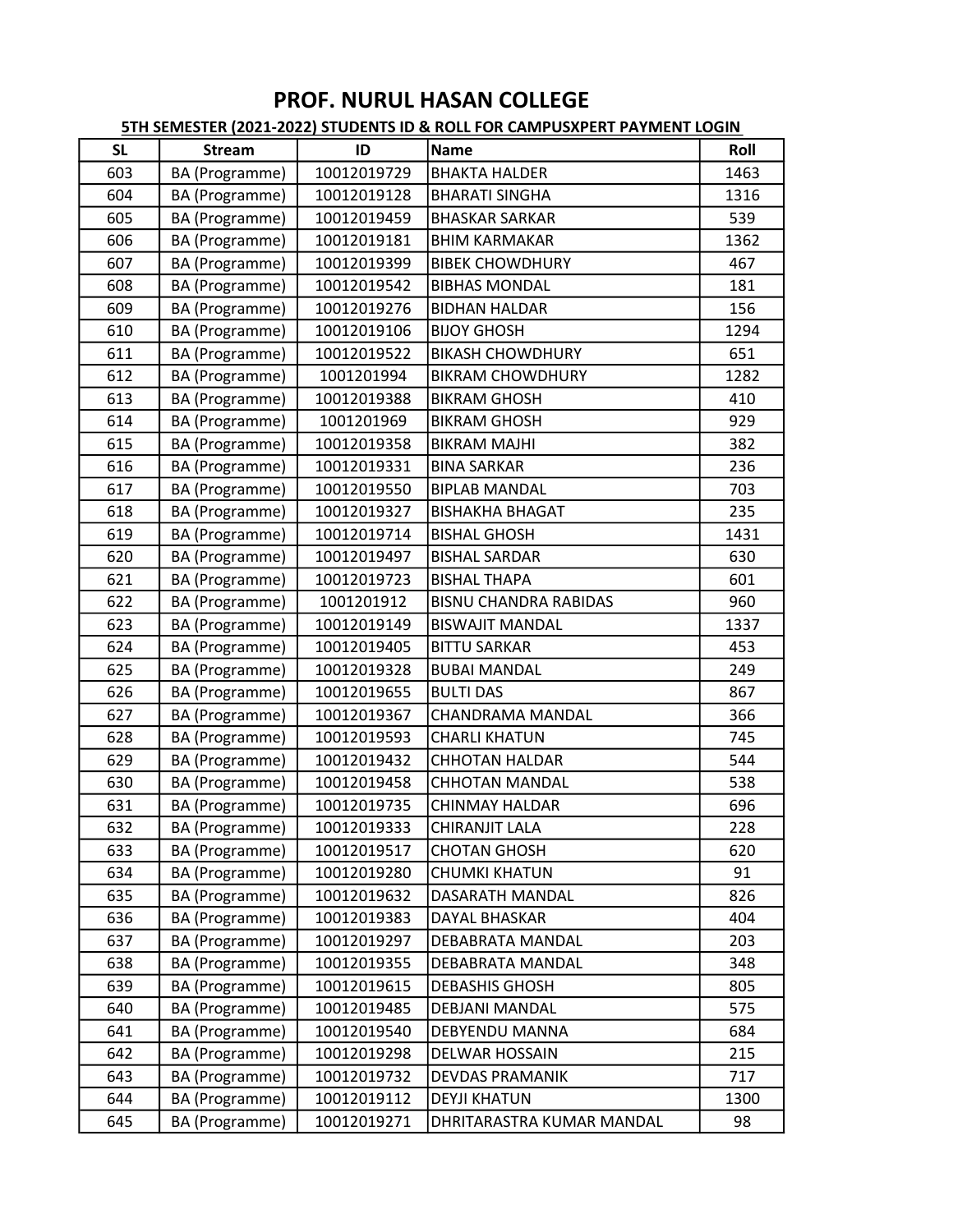# PROF. NURUL HASAN COLLEGE

**5TH SEMESTER (2021-2022) STUDENTS ID & ROLL FOR CAMPUSXPERT PAYMENT LOGIN**

| SL | Stream | ID | Name | Roll |
|---|---|---|---|---|
| 603 | BA (Programme) | 10012019729 | BHAKTA HALDER | 1463 |
| 604 | BA (Programme) | 10012019128 | BHARATI SINGHA | 1316 |
| 605 | BA (Programme) | 10012019459 | BHASKAR SARKAR | 539 |
| 606 | BA (Programme) | 10012019181 | BHIM KARMAKAR | 1362 |
| 607 | BA (Programme) | 10012019399 | BIBEK CHOWDHURY | 467 |
| 608 | BA (Programme) | 10012019542 | BIBHAS MONDAL | 181 |
| 609 | BA (Programme) | 10012019276 | BIDHAN HALDAR | 156 |
| 610 | BA (Programme) | 10012019106 | BIJOY GHOSH | 1294 |
| 611 | BA (Programme) | 10012019522 | BIKASH CHOWDHURY | 651 |
| 612 | BA (Programme) | 1001201994 | BIKRAM CHOWDHURY | 1282 |
| 613 | BA (Programme) | 10012019388 | BIKRAM GHOSH | 410 |
| 614 | BA (Programme) | 1001201969 | BIKRAM GHOSH | 929 |
| 615 | BA (Programme) | 10012019358 | BIKRAM MAJHI | 382 |
| 616 | BA (Programme) | 10012019331 | BINA SARKAR | 236 |
| 617 | BA (Programme) | 10012019550 | BIPLAB MANDAL | 703 |
| 618 | BA (Programme) | 10012019327 | BISHAKHA BHAGAT | 235 |
| 619 | BA (Programme) | 10012019714 | BISHAL GHOSH | 1431 |
| 620 | BA (Programme) | 10012019497 | BISHAL SARDAR | 630 |
| 621 | BA (Programme) | 10012019723 | BISHAL THAPA | 601 |
| 622 | BA (Programme) | 1001201912 | BISNU CHANDRA RABIDAS | 960 |
| 623 | BA (Programme) | 10012019149 | BISWAJIT MANDAL | 1337 |
| 624 | BA (Programme) | 10012019405 | BITTU SARKAR | 453 |
| 625 | BA (Programme) | 10012019328 | BUBAI MANDAL | 249 |
| 626 | BA (Programme) | 10012019655 | BULTI DAS | 867 |
| 627 | BA (Programme) | 10012019367 | CHANDRAMA MANDAL | 366 |
| 628 | BA (Programme) | 10012019593 | CHARLI KHATUN | 745 |
| 629 | BA (Programme) | 10012019432 | CHHOTAN HALDAR | 544 |
| 630 | BA (Programme) | 10012019458 | CHHOTAN MANDAL | 538 |
| 631 | BA (Programme) | 10012019735 | CHINMAY HALDAR | 696 |
| 632 | BA (Programme) | 10012019333 | CHIRANJIT LALA | 228 |
| 633 | BA (Programme) | 10012019517 | CHOTAN GHOSH | 620 |
| 634 | BA (Programme) | 10012019280 | CHUMKI KHATUN | 91 |
| 635 | BA (Programme) | 10012019632 | DASARATH MANDAL | 826 |
| 636 | BA (Programme) | 10012019383 | DAYAL BHASKAR | 404 |
| 637 | BA (Programme) | 10012019297 | DEBABRATA MANDAL | 203 |
| 638 | BA (Programme) | 10012019355 | DEBABRATA MANDAL | 348 |
| 639 | BA (Programme) | 10012019615 | DEBASHIS GHOSH | 805 |
| 640 | BA (Programme) | 10012019485 | DEBJANI MANDAL | 575 |
| 641 | BA (Programme) | 10012019540 | DEBYENDU MANNA | 684 |
| 642 | BA (Programme) | 10012019298 | DELWAR HOSSAIN | 215 |
| 643 | BA (Programme) | 10012019732 | DEVDAS PRAMANIK | 717 |
| 644 | BA (Programme) | 10012019112 | DEYJI KHATUN | 1300 |
| 645 | BA (Programme) | 10012019271 | DHRITARASTRA KUMAR MANDAL | 98 |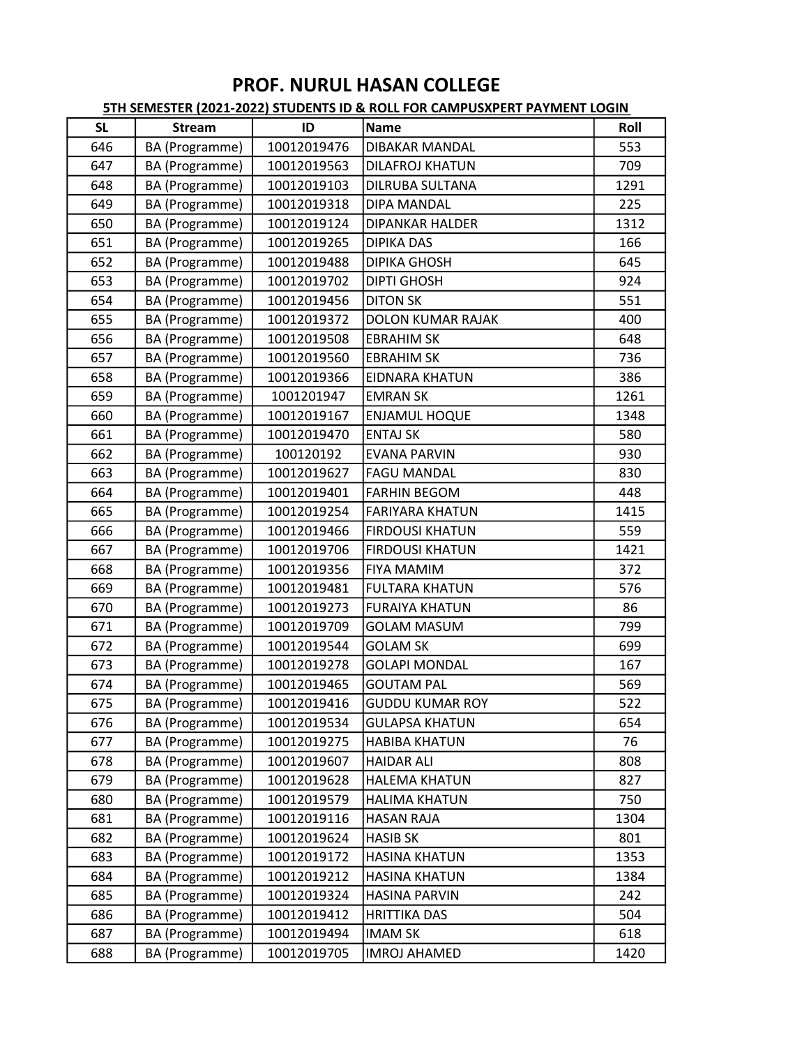# PROF. NURUL HASAN COLLEGE

## 5TH SEMESTER (2021-2022) STUDENTS ID & ROLL FOR CAMPUSXPERT PAYMENT LOGIN

| SL | Stream | ID | Name | Roll |
|---|---|---|---|---|
| 646 | BA (Programme) | 10012019476 | DIBAKAR MANDAL | 553 |
| 647 | BA (Programme) | 10012019563 | DILAFROJ KHATUN | 709 |
| 648 | BA (Programme) | 10012019103 | DILRUBA SULTANA | 1291 |
| 649 | BA (Programme) | 10012019318 | DIPA MANDAL | 225 |
| 650 | BA (Programme) | 10012019124 | DIPANKAR HALDER | 1312 |
| 651 | BA (Programme) | 10012019265 | DIPIKA DAS | 166 |
| 652 | BA (Programme) | 10012019488 | DIPIKA GHOSH | 645 |
| 653 | BA (Programme) | 10012019702 | DIPTI GHOSH | 924 |
| 654 | BA (Programme) | 10012019456 | DITON SK | 551 |
| 655 | BA (Programme) | 10012019372 | DOLON KUMAR RAJAK | 400 |
| 656 | BA (Programme) | 10012019508 | EBRAHIM SK | 648 |
| 657 | BA (Programme) | 10012019560 | EBRAHIM SK | 736 |
| 658 | BA (Programme) | 10012019366 | EIDNARA KHATUN | 386 |
| 659 | BA (Programme) | 1001201947 | EMRAN SK | 1261 |
| 660 | BA (Programme) | 10012019167 | ENJAMUL HOQUE | 1348 |
| 661 | BA (Programme) | 10012019470 | ENTAJ SK | 580 |
| 662 | BA (Programme) | 100120192 | EVANA PARVIN | 930 |
| 663 | BA (Programme) | 10012019627 | FAGU MANDAL | 830 |
| 664 | BA (Programme) | 10012019401 | FARHIN BEGOM | 448 |
| 665 | BA (Programme) | 10012019254 | FARIYARA KHATUN | 1415 |
| 666 | BA (Programme) | 10012019466 | FIRDOUSI KHATUN | 559 |
| 667 | BA (Programme) | 10012019706 | FIRDOUSI KHATUN | 1421 |
| 668 | BA (Programme) | 10012019356 | FIYA MAMIM | 372 |
| 669 | BA (Programme) | 10012019481 | FULTARA KHATUN | 576 |
| 670 | BA (Programme) | 10012019273 | FURAIYA KHATUN | 86 |
| 671 | BA (Programme) | 10012019709 | GOLAM MASUM | 799 |
| 672 | BA (Programme) | 10012019544 | GOLAM SK | 699 |
| 673 | BA (Programme) | 10012019278 | GOLAPI MONDAL | 167 |
| 674 | BA (Programme) | 10012019465 | GOUTAM PAL | 569 |
| 675 | BA (Programme) | 10012019416 | GUDDU KUMAR ROY | 522 |
| 676 | BA (Programme) | 10012019534 | GULAPSA KHATUN | 654 |
| 677 | BA (Programme) | 10012019275 | HABIBA KHATUN | 76 |
| 678 | BA (Programme) | 10012019607 | HAIDAR ALI | 808 |
| 679 | BA (Programme) | 10012019628 | HALEMA KHATUN | 827 |
| 680 | BA (Programme) | 10012019579 | HALIMA KHATUN | 750 |
| 681 | BA (Programme) | 10012019116 | HASAN RAJA | 1304 |
| 682 | BA (Programme) | 10012019624 | HASIB SK | 801 |
| 683 | BA (Programme) | 10012019172 | HASINA KHATUN | 1353 |
| 684 | BA (Programme) | 10012019212 | HASINA KHATUN | 1384 |
| 685 | BA (Programme) | 10012019324 | HASINA PARVIN | 242 |
| 686 | BA (Programme) | 10012019412 | HRITTIKA DAS | 504 |
| 687 | BA (Programme) | 10012019494 | IMAM SK | 618 |
| 688 | BA (Programme) | 10012019705 | IMROJ AHAMED | 1420 |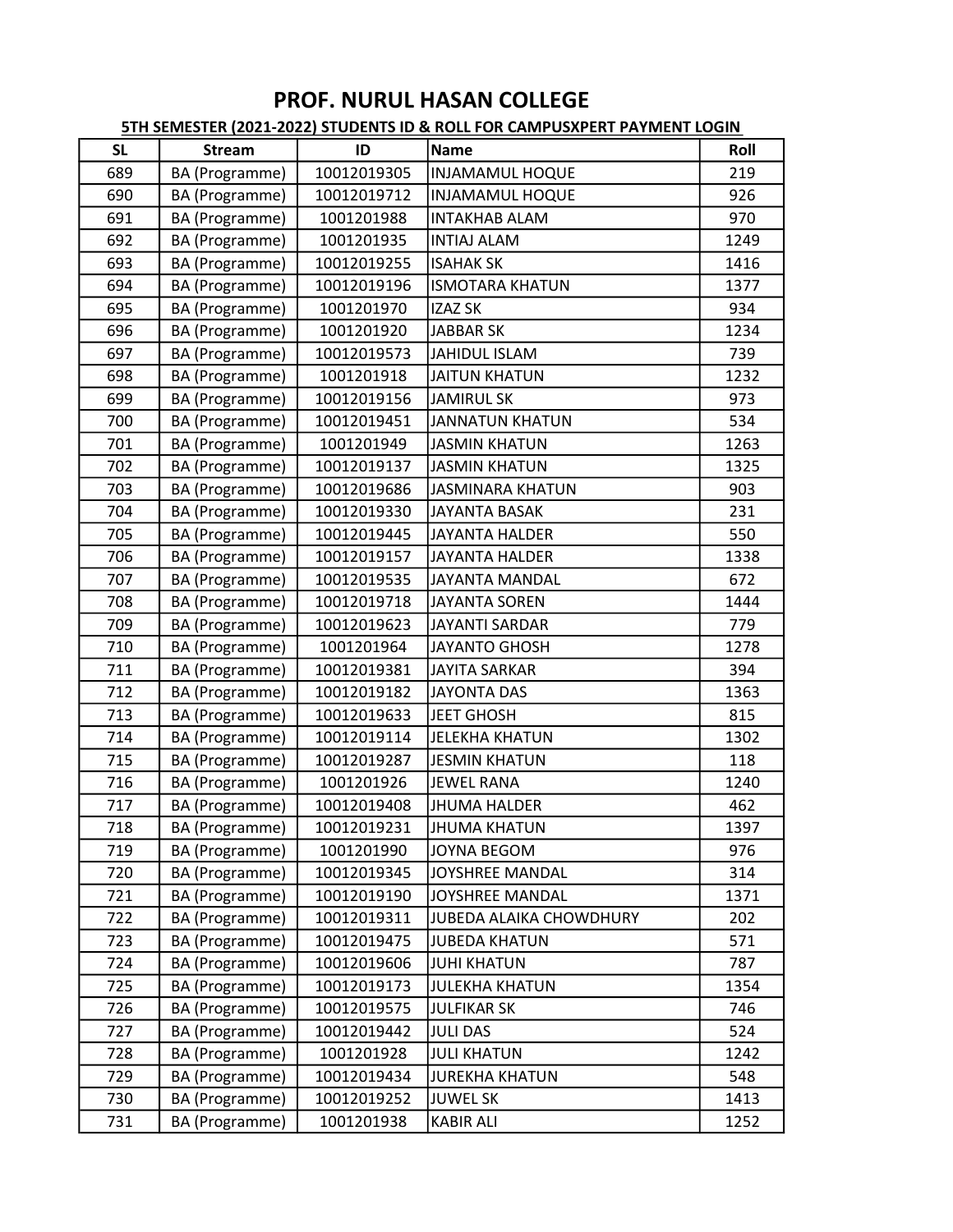# PROF. NURUL HASAN COLLEGE

## 5TH SEMESTER (2021-2022) STUDENTS ID & ROLL FOR CAMPUSXPERT PAYMENT LOGIN

| SL | Stream | ID | Name | Roll |
|---|---|---|---|---|
| 689 | BA (Programme) | 10012019305 | INJAMAMUL HOQUE | 219 |
| 690 | BA (Programme) | 10012019712 | INJAMAMUL HOQUE | 926 |
| 691 | BA (Programme) | 1001201988 | INTAKHAB ALAM | 970 |
| 692 | BA (Programme) | 1001201935 | INTIAJ ALAM | 1249 |
| 693 | BA (Programme) | 10012019255 | ISAHAK SK | 1416 |
| 694 | BA (Programme) | 10012019196 | ISMOTARA KHATUN | 1377 |
| 695 | BA (Programme) | 1001201970 | IZAZ SK | 934 |
| 696 | BA (Programme) | 1001201920 | JABBAR SK | 1234 |
| 697 | BA (Programme) | 10012019573 | JAHIDUL ISLAM | 739 |
| 698 | BA (Programme) | 1001201918 | JAITUN KHATUN | 1232 |
| 699 | BA (Programme) | 10012019156 | JAMIRUL SK | 973 |
| 700 | BA (Programme) | 10012019451 | JANNATUN KHATUN | 534 |
| 701 | BA (Programme) | 1001201949 | JASMIN KHATUN | 1263 |
| 702 | BA (Programme) | 10012019137 | JASMIN KHATUN | 1325 |
| 703 | BA (Programme) | 10012019686 | JASMINARA KHATUN | 903 |
| 704 | BA (Programme) | 10012019330 | JAYANTA BASAK | 231 |
| 705 | BA (Programme) | 10012019445 | JAYANTA HALDER | 550 |
| 706 | BA (Programme) | 10012019157 | JAYANTA HALDER | 1338 |
| 707 | BA (Programme) | 10012019535 | JAYANTA MANDAL | 672 |
| 708 | BA (Programme) | 10012019718 | JAYANTA SOREN | 1444 |
| 709 | BA (Programme) | 10012019623 | JAYANTI SARDAR | 779 |
| 710 | BA (Programme) | 1001201964 | JAYANTO GHOSH | 1278 |
| 711 | BA (Programme) | 10012019381 | JAYITA SARKAR | 394 |
| 712 | BA (Programme) | 10012019182 | JAYONTA DAS | 1363 |
| 713 | BA (Programme) | 10012019633 | JEET GHOSH | 815 |
| 714 | BA (Programme) | 10012019114 | JELEKHA KHATUN | 1302 |
| 715 | BA (Programme) | 10012019287 | JESMIN KHATUN | 118 |
| 716 | BA (Programme) | 1001201926 | JEWEL RANA | 1240 |
| 717 | BA (Programme) | 10012019408 | JHUMA HALDER | 462 |
| 718 | BA (Programme) | 10012019231 | JHUMA KHATUN | 1397 |
| 719 | BA (Programme) | 1001201990 | JOYNA BEGOM | 976 |
| 720 | BA (Programme) | 10012019345 | JOYSHREE MANDAL | 314 |
| 721 | BA (Programme) | 10012019190 | JOYSHREE MANDAL | 1371 |
| 722 | BA (Programme) | 10012019311 | JUBEDA ALAIKA CHOWDHURY | 202 |
| 723 | BA (Programme) | 10012019475 | JUBEDA KHATUN | 571 |
| 724 | BA (Programme) | 10012019606 | JUHI KHATUN | 787 |
| 725 | BA (Programme) | 10012019173 | JULEKHA KHATUN | 1354 |
| 726 | BA (Programme) | 10012019575 | JULFIKAR SK | 746 |
| 727 | BA (Programme) | 10012019442 | JULI DAS | 524 |
| 728 | BA (Programme) | 1001201928 | JULI KHATUN | 1242 |
| 729 | BA (Programme) | 10012019434 | JUREKHA KHATUN | 548 |
| 730 | BA (Programme) | 10012019252 | JUWEL SK | 1413 |
| 731 | BA (Programme) | 1001201938 | KABIR ALI | 1252 |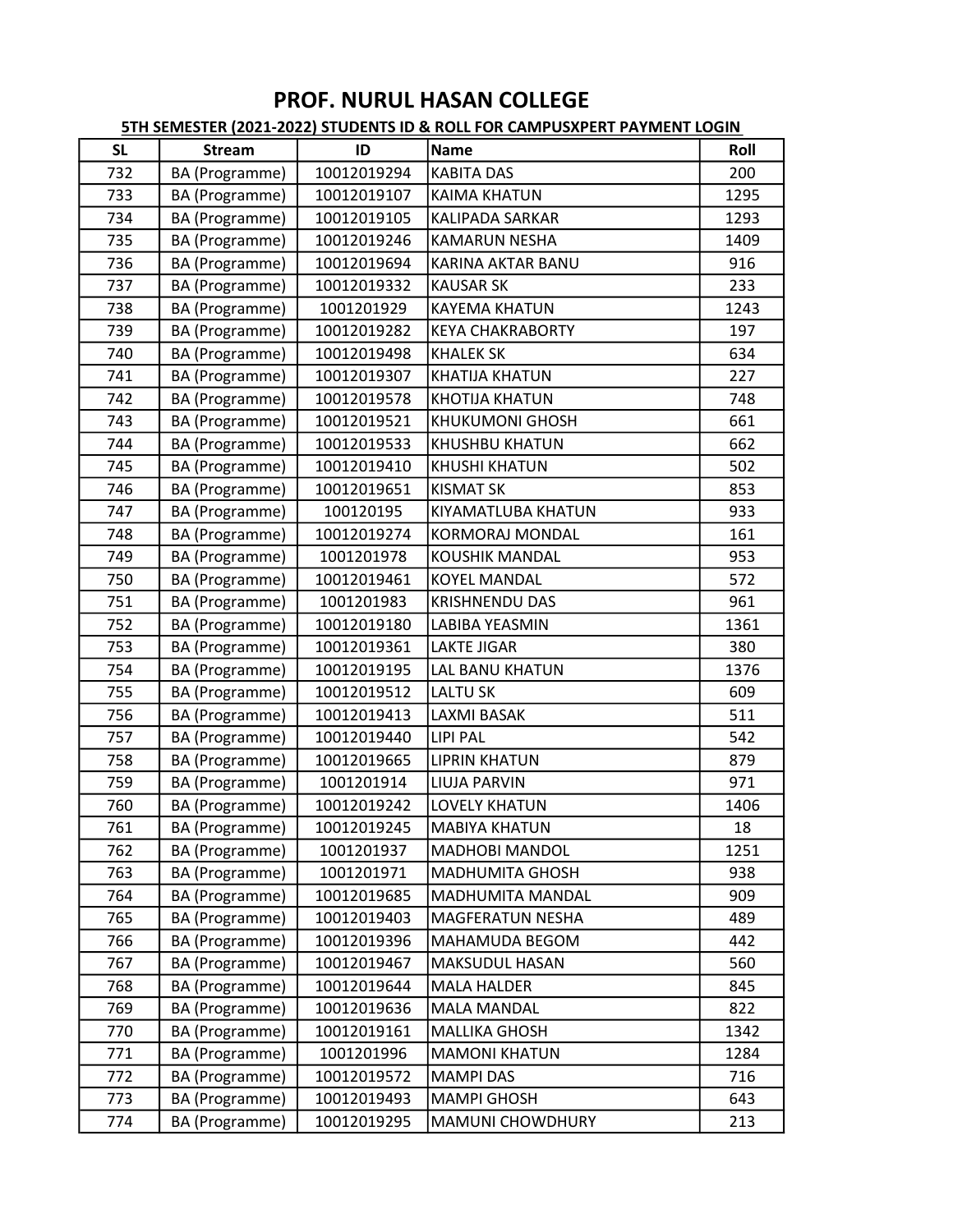# PROF. NURUL HASAN COLLEGE

**5TH SEMESTER (2021-2022) STUDENTS ID & ROLL FOR CAMPUSXPERT PAYMENT LOGIN**

| SL | Stream | ID | Name | Roll |
|---|---|---|---|---|
| 732 | BA (Programme) | 10012019294 | KABITA DAS | 200 |
| 733 | BA (Programme) | 10012019107 | KAIMA KHATUN | 1295 |
| 734 | BA (Programme) | 10012019105 | KALIPADA SARKAR | 1293 |
| 735 | BA (Programme) | 10012019246 | KAMARUN NESHA | 1409 |
| 736 | BA (Programme) | 10012019694 | KARINA AKTAR BANU | 916 |
| 737 | BA (Programme) | 10012019332 | KAUSAR SK | 233 |
| 738 | BA (Programme) | 1001201929 | KAYEMA KHATUN | 1243 |
| 739 | BA (Programme) | 10012019282 | KEYA CHAKRABORTY | 197 |
| 740 | BA (Programme) | 10012019498 | KHALEK SK | 634 |
| 741 | BA (Programme) | 10012019307 | KHATIJA KHATUN | 227 |
| 742 | BA (Programme) | 10012019578 | KHOTIJA KHATUN | 748 |
| 743 | BA (Programme) | 10012019521 | KHUKUMONI GHOSH | 661 |
| 744 | BA (Programme) | 10012019533 | KHUSHBU KHATUN | 662 |
| 745 | BA (Programme) | 10012019410 | KHUSHI KHATUN | 502 |
| 746 | BA (Programme) | 10012019651 | KISMAT SK | 853 |
| 747 | BA (Programme) | 100120195 | KIYAMATLUBA KHATUN | 933 |
| 748 | BA (Programme) | 10012019274 | KORMORAJ MONDAL | 161 |
| 749 | BA (Programme) | 1001201978 | KOUSHIK MANDAL | 953 |
| 750 | BA (Programme) | 10012019461 | KOYEL MANDAL | 572 |
| 751 | BA (Programme) | 1001201983 | KRISHNENDU DAS | 961 |
| 752 | BA (Programme) | 10012019180 | LABIBA YEASMIN | 1361 |
| 753 | BA (Programme) | 10012019361 | LAKTE JIGAR | 380 |
| 754 | BA (Programme) | 10012019195 | LAL BANU KHATUN | 1376 |
| 755 | BA (Programme) | 10012019512 | LALTU SK | 609 |
| 756 | BA (Programme) | 10012019413 | LAXMI BASAK | 511 |
| 757 | BA (Programme) | 10012019440 | LIPI PAL | 542 |
| 758 | BA (Programme) | 10012019665 | LIPRIN KHATUN | 879 |
| 759 | BA (Programme) | 1001201914 | LIUJA PARVIN | 971 |
| 760 | BA (Programme) | 10012019242 | LOVELY KHATUN | 1406 |
| 761 | BA (Programme) | 10012019245 | MABIYA KHATUN | 18 |
| 762 | BA (Programme) | 1001201937 | MADHOBI MANDOL | 1251 |
| 763 | BA (Programme) | 1001201971 | MADHUMITA GHOSH | 938 |
| 764 | BA (Programme) | 10012019685 | MADHUMITA MANDAL | 909 |
| 765 | BA (Programme) | 10012019403 | MAGFERATUN NESHA | 489 |
| 766 | BA (Programme) | 10012019396 | MAHAMUDA BEGOM | 442 |
| 767 | BA (Programme) | 10012019467 | MAKSUDUL HASAN | 560 |
| 768 | BA (Programme) | 10012019644 | MALA HALDER | 845 |
| 769 | BA (Programme) | 10012019636 | MALA MANDAL | 822 |
| 770 | BA (Programme) | 10012019161 | MALLIKA GHOSH | 1342 |
| 771 | BA (Programme) | 1001201996 | MAMONI KHATUN | 1284 |
| 772 | BA (Programme) | 10012019572 | MAMPI DAS | 716 |
| 773 | BA (Programme) | 10012019493 | MAMPI GHOSH | 643 |
| 774 | BA (Programme) | 10012019295 | MAMUNI CHOWDHURY | 213 |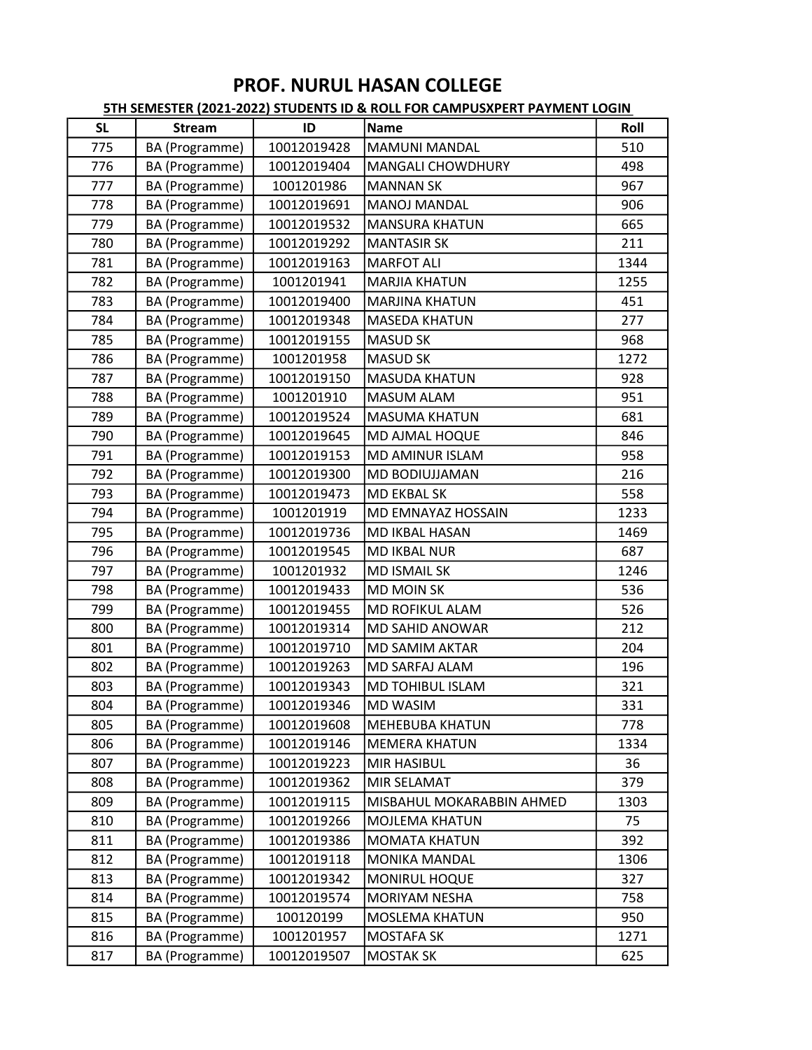# PROF. NURUL HASAN COLLEGE

**5TH SEMESTER (2021-2022) STUDENTS ID & ROLL FOR CAMPUSXPERT PAYMENT LOGIN**

| SL | Stream | ID | Name | Roll |
|---|---|---|---|---|
| 775 | BA (Programme) | 10012019428 | MAMUNI MANDAL | 510 |
| 776 | BA (Programme) | 10012019404 | MANGALI CHOWDHURY | 498 |
| 777 | BA (Programme) | 1001201986 | MANNAN SK | 967 |
| 778 | BA (Programme) | 10012019691 | MANOJ MANDAL | 906 |
| 779 | BA (Programme) | 10012019532 | MANSURA KHATUN | 665 |
| 780 | BA (Programme) | 10012019292 | MANTASIR SK | 211 |
| 781 | BA (Programme) | 10012019163 | MARFOT ALI | 1344 |
| 782 | BA (Programme) | 1001201941 | MARJIA KHATUN | 1255 |
| 783 | BA (Programme) | 10012019400 | MARJINA KHATUN | 451 |
| 784 | BA (Programme) | 10012019348 | MASEDA KHATUN | 277 |
| 785 | BA (Programme) | 10012019155 | MASUD SK | 968 |
| 786 | BA (Programme) | 1001201958 | MASUD SK | 1272 |
| 787 | BA (Programme) | 10012019150 | MASUDA KHATUN | 928 |
| 788 | BA (Programme) | 1001201910 | MASUM ALAM | 951 |
| 789 | BA (Programme) | 10012019524 | MASUMA KHATUN | 681 |
| 790 | BA (Programme) | 10012019645 | MD AJMAL HOQUE | 846 |
| 791 | BA (Programme) | 10012019153 | MD AMINUR ISLAM | 958 |
| 792 | BA (Programme) | 10012019300 | MD BODIUJJAMAN | 216 |
| 793 | BA (Programme) | 10012019473 | MD EKBAL SK | 558 |
| 794 | BA (Programme) | 1001201919 | MD EMNAYAZ HOSSAIN | 1233 |
| 795 | BA (Programme) | 10012019736 | MD IKBAL HASAN | 1469 |
| 796 | BA (Programme) | 10012019545 | MD IKBAL NUR | 687 |
| 797 | BA (Programme) | 1001201932 | MD ISMAIL SK | 1246 |
| 798 | BA (Programme) | 10012019433 | MD MOIN SK | 536 |
| 799 | BA (Programme) | 10012019455 | MD ROFIKUL ALAM | 526 |
| 800 | BA (Programme) | 10012019314 | MD SAHID ANOWAR | 212 |
| 801 | BA (Programme) | 10012019710 | MD SAMIM AKTAR | 204 |
| 802 | BA (Programme) | 10012019263 | MD SARFAJ ALAM | 196 |
| 803 | BA (Programme) | 10012019343 | MD TOHIBUL ISLAM | 321 |
| 804 | BA (Programme) | 10012019346 | MD WASIM | 331 |
| 805 | BA (Programme) | 10012019608 | MEHEBUBA KHATUN | 778 |
| 806 | BA (Programme) | 10012019146 | MEMERA KHATUN | 1334 |
| 807 | BA (Programme) | 10012019223 | MIR HASIBUL | 36 |
| 808 | BA (Programme) | 10012019362 | MIR SELAMAT | 379 |
| 809 | BA (Programme) | 10012019115 | MISBAHUL MOKARABBIN AHMED | 1303 |
| 810 | BA (Programme) | 10012019266 | MOJLEMA KHATUN | 75 |
| 811 | BA (Programme) | 10012019386 | MOMATA KHATUN | 392 |
| 812 | BA (Programme) | 10012019118 | MONIKA MANDAL | 1306 |
| 813 | BA (Programme) | 10012019342 | MONIRUL HOQUE | 327 |
| 814 | BA (Programme) | 10012019574 | MORIYAM NESHA | 758 |
| 815 | BA (Programme) | 100120199 | MOSLEMA KHATUN | 950 |
| 816 | BA (Programme) | 1001201957 | MOSTAFA SK | 1271 |
| 817 | BA (Programme) | 10012019507 | MOSTAK SK | 625 |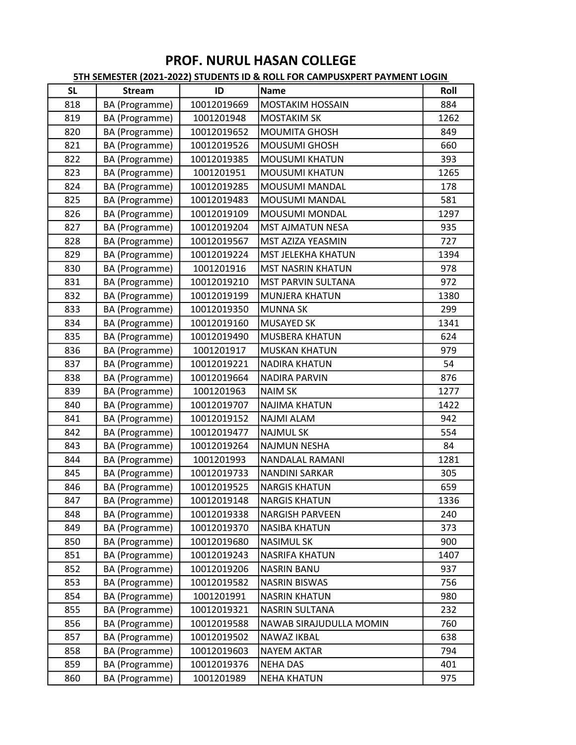# PROF. NURUL HASAN COLLEGE

## 5TH SEMESTER (2021-2022) STUDENTS ID & ROLL FOR CAMPUSXPERT PAYMENT LOGIN

| SL | Stream | ID | Name | Roll |
|---|---|---|---|---|
| 818 | BA (Programme) | 10012019669 | MOSTAKIM HOSSAIN | 884 |
| 819 | BA (Programme) | 1001201948 | MOSTAKIM SK | 1262 |
| 820 | BA (Programme) | 10012019652 | MOUMITA GHOSH | 849 |
| 821 | BA (Programme) | 10012019526 | MOUSUMI GHOSH | 660 |
| 822 | BA (Programme) | 10012019385 | MOUSUMI KHATUN | 393 |
| 823 | BA (Programme) | 1001201951 | MOUSUMI KHATUN | 1265 |
| 824 | BA (Programme) | 10012019285 | MOUSUMI MANDAL | 178 |
| 825 | BA (Programme) | 10012019483 | MOUSUMI MANDAL | 581 |
| 826 | BA (Programme) | 10012019109 | MOUSUMI MONDAL | 1297 |
| 827 | BA (Programme) | 10012019204 | MST AJMATUN NESA | 935 |
| 828 | BA (Programme) | 10012019567 | MST AZIZA YEASMIN | 727 |
| 829 | BA (Programme) | 10012019224 | MST JELEKHA KHATUN | 1394 |
| 830 | BA (Programme) | 1001201916 | MST NASRIN KHATUN | 978 |
| 831 | BA (Programme) | 10012019210 | MST PARVIN SULTANA | 972 |
| 832 | BA (Programme) | 10012019199 | MUNJERA KHATUN | 1380 |
| 833 | BA (Programme) | 10012019350 | MUNNA SK | 299 |
| 834 | BA (Programme) | 10012019160 | MUSAYED SK | 1341 |
| 835 | BA (Programme) | 10012019490 | MUSBERA KHATUN | 624 |
| 836 | BA (Programme) | 1001201917 | MUSKAN KHATUN | 979 |
| 837 | BA (Programme) | 10012019221 | NADIRA KHATUN | 54 |
| 838 | BA (Programme) | 10012019664 | NADIRA PARVIN | 876 |
| 839 | BA (Programme) | 1001201963 | NAIM SK | 1277 |
| 840 | BA (Programme) | 10012019707 | NAJIMA KHATUN | 1422 |
| 841 | BA (Programme) | 10012019152 | NAJMI ALAM | 942 |
| 842 | BA (Programme) | 10012019477 | NAJMUL SK | 554 |
| 843 | BA (Programme) | 10012019264 | NAJMUN NESHA | 84 |
| 844 | BA (Programme) | 1001201993 | NANDALAL RAMANI | 1281 |
| 845 | BA (Programme) | 10012019733 | NANDINI SARKAR | 305 |
| 846 | BA (Programme) | 10012019525 | NARGIS KHATUN | 659 |
| 847 | BA (Programme) | 10012019148 | NARGIS KHATUN | 1336 |
| 848 | BA (Programme) | 10012019338 | NARGISH PARVEEN | 240 |
| 849 | BA (Programme) | 10012019370 | NASIBA KHATUN | 373 |
| 850 | BA (Programme) | 10012019680 | NASIMUL SK | 900 |
| 851 | BA (Programme) | 10012019243 | NASRIFA KHATUN | 1407 |
| 852 | BA (Programme) | 10012019206 | NASRIN BANU | 937 |
| 853 | BA (Programme) | 10012019582 | NASRIN BISWAS | 756 |
| 854 | BA (Programme) | 1001201991 | NASRIN KHATUN | 980 |
| 855 | BA (Programme) | 10012019321 | NASRIN SULTANA | 232 |
| 856 | BA (Programme) | 10012019588 | NAWAB SIRAJUDULLA MOMIN | 760 |
| 857 | BA (Programme) | 10012019502 | NAWAZ IKBAL | 638 |
| 858 | BA (Programme) | 10012019603 | NAYEM AKTAR | 794 |
| 859 | BA (Programme) | 10012019376 | NEHA DAS | 401 |
| 860 | BA (Programme) | 1001201989 | NEHA KHATUN | 975 |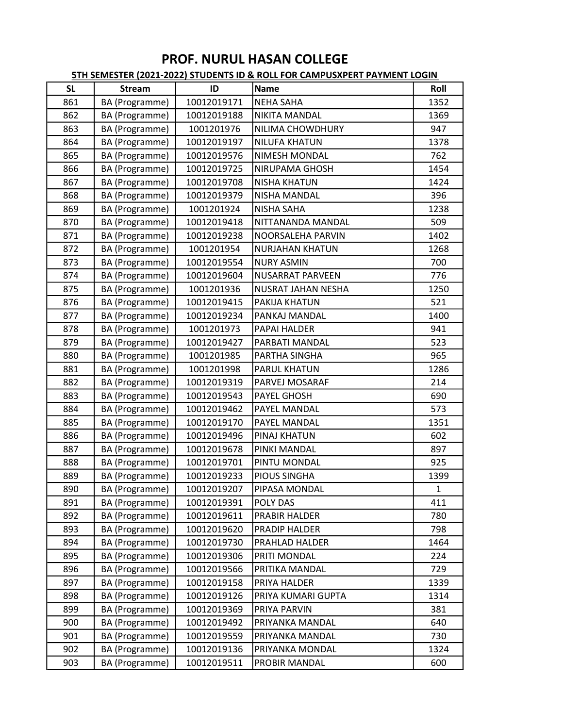# PROF. NURUL HASAN COLLEGE

**5TH SEMESTER (2021-2022) STUDENTS ID & ROLL FOR CAMPUSXPERT PAYMENT LOGIN**

| SL | Stream | ID | Name | Roll |
|---|---|---|---|---|
| 861 | BA (Programme) | 10012019171 | NEHA SAHA | 1352 |
| 862 | BA (Programme) | 10012019188 | NIKITA MANDAL | 1369 |
| 863 | BA (Programme) | 1001201976 | NILIMA CHOWDHURY | 947 |
| 864 | BA (Programme) | 10012019197 | NILUFA KHATUN | 1378 |
| 865 | BA (Programme) | 10012019576 | NIMESH MONDAL | 762 |
| 866 | BA (Programme) | 10012019725 | NIRUPAMA GHOSH | 1454 |
| 867 | BA (Programme) | 10012019708 | NISHA KHATUN | 1424 |
| 868 | BA (Programme) | 10012019379 | NISHA MANDAL | 396 |
| 869 | BA (Programme) | 1001201924 | NISHA SAHA | 1238 |
| 870 | BA (Programme) | 10012019418 | NITTANANDA MANDAL | 509 |
| 871 | BA (Programme) | 10012019238 | NOORSALEHA PARVIN | 1402 |
| 872 | BA (Programme) | 1001201954 | NURJAHAN KHATUN | 1268 |
| 873 | BA (Programme) | 10012019554 | NURY ASMIN | 700 |
| 874 | BA (Programme) | 10012019604 | NUSARRAT PARVEEN | 776 |
| 875 | BA (Programme) | 1001201936 | NUSRAT JAHAN NESHA | 1250 |
| 876 | BA (Programme) | 10012019415 | PAKIJA KHATUN | 521 |
| 877 | BA (Programme) | 10012019234 | PANKAJ MANDAL | 1400 |
| 878 | BA (Programme) | 1001201973 | PAPAI HALDER | 941 |
| 879 | BA (Programme) | 10012019427 | PARBATI MANDAL | 523 |
| 880 | BA (Programme) | 1001201985 | PARTHA SINGHA | 965 |
| 881 | BA (Programme) | 1001201998 | PARUL KHATUN | 1286 |
| 882 | BA (Programme) | 10012019319 | PARVEJ MOSARAF | 214 |
| 883 | BA (Programme) | 10012019543 | PAYEL GHOSH | 690 |
| 884 | BA (Programme) | 10012019462 | PAYEL MANDAL | 573 |
| 885 | BA (Programme) | 10012019170 | PAYEL MANDAL | 1351 |
| 886 | BA (Programme) | 10012019496 | PINAJ KHATUN | 602 |
| 887 | BA (Programme) | 10012019678 | PINKI MANDAL | 897 |
| 888 | BA (Programme) | 10012019701 | PINTU MONDAL | 925 |
| 889 | BA (Programme) | 10012019233 | PIOUS SINGHA | 1399 |
| 890 | BA (Programme) | 10012019207 | PIPASA MONDAL | 1 |
| 891 | BA (Programme) | 10012019391 | POLY DAS | 411 |
| 892 | BA (Programme) | 10012019611 | PRABIR HALDER | 780 |
| 893 | BA (Programme) | 10012019620 | PRADIP HALDER | 798 |
| 894 | BA (Programme) | 10012019730 | PRAHLAD HALDER | 1464 |
| 895 | BA (Programme) | 10012019306 | PRITI MONDAL | 224 |
| 896 | BA (Programme) | 10012019566 | PRITIKA MANDAL | 729 |
| 897 | BA (Programme) | 10012019158 | PRIYA HALDER | 1339 |
| 898 | BA (Programme) | 10012019126 | PRIYA KUMARI GUPTA | 1314 |
| 899 | BA (Programme) | 10012019369 | PRIYA PARVIN | 381 |
| 900 | BA (Programme) | 10012019492 | PRIYANKA MANDAL | 640 |
| 901 | BA (Programme) | 10012019559 | PRIYANKA MANDAL | 730 |
| 902 | BA (Programme) | 10012019136 | PRIYANKA MONDAL | 1324 |
| 903 | BA (Programme) | 10012019511 | PROBIR MANDAL | 600 |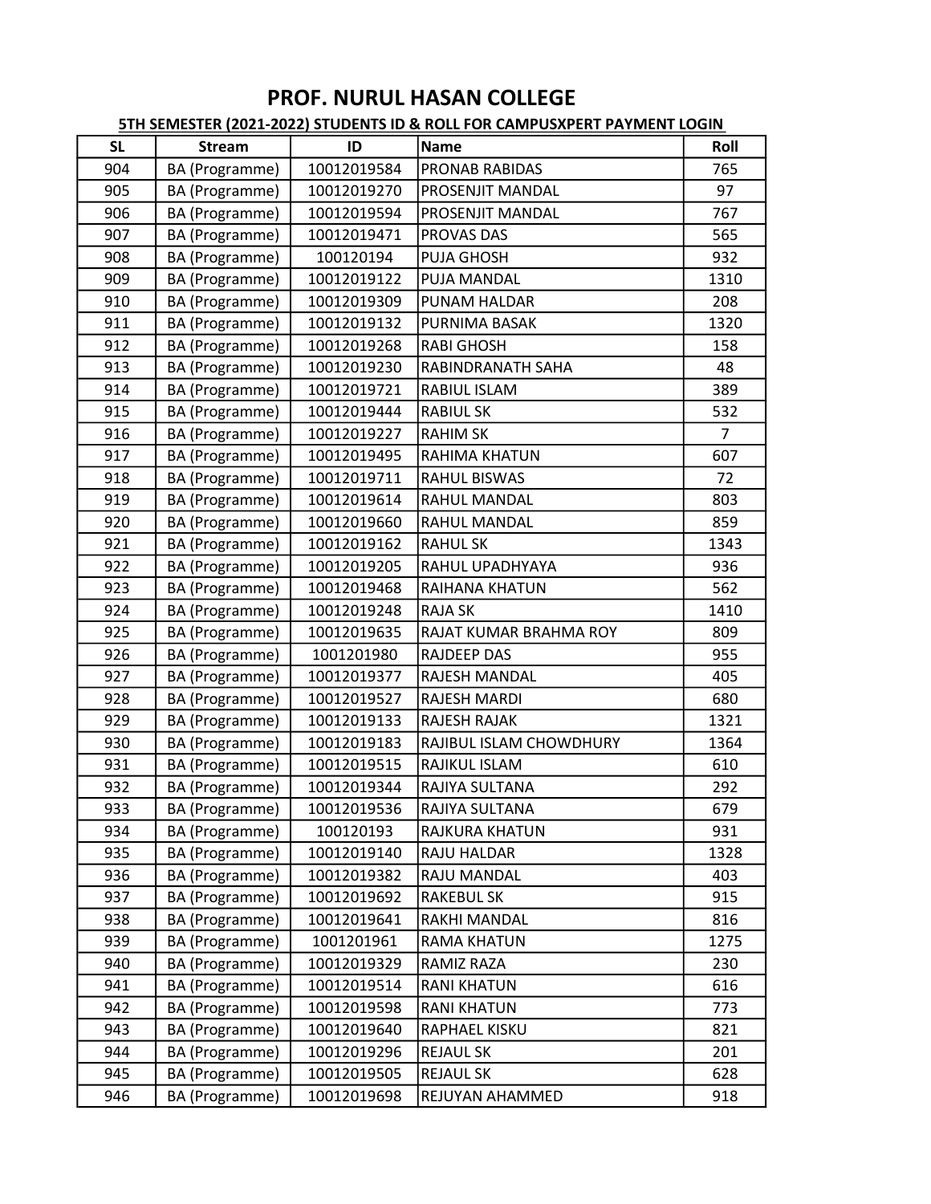# PROF. NURUL HASAN COLLEGE

**5TH SEMESTER (2021-2022) STUDENTS ID & ROLL FOR CAMPUSXPERT PAYMENT LOGIN**

| SL | Stream | ID | Name | Roll |
|---|---|---|---|---|
| 904 | BA (Programme) | 10012019584 | PRONAB RABIDAS | 765 |
| 905 | BA (Programme) | 10012019270 | PROSENJIT MANDAL | 97 |
| 906 | BA (Programme) | 10012019594 | PROSENJIT MANDAL | 767 |
| 907 | BA (Programme) | 10012019471 | PROVAS DAS | 565 |
| 908 | BA (Programme) | 100120194 | PUJA GHOSH | 932 |
| 909 | BA (Programme) | 10012019122 | PUJA MANDAL | 1310 |
| 910 | BA (Programme) | 10012019309 | PUNAM HALDAR | 208 |
| 911 | BA (Programme) | 10012019132 | PURNIMA BASAK | 1320 |
| 912 | BA (Programme) | 10012019268 | RABI GHOSH | 158 |
| 913 | BA (Programme) | 10012019230 | RABINDRANATH SAHA | 48 |
| 914 | BA (Programme) | 10012019721 | RABIUL ISLAM | 389 |
| 915 | BA (Programme) | 10012019444 | RABIUL SK | 532 |
| 916 | BA (Programme) | 10012019227 | RAHIM SK | 7 |
| 917 | BA (Programme) | 10012019495 | RAHIMA KHATUN | 607 |
| 918 | BA (Programme) | 10012019711 | RAHUL BISWAS | 72 |
| 919 | BA (Programme) | 10012019614 | RAHUL MANDAL | 803 |
| 920 | BA (Programme) | 10012019660 | RAHUL MANDAL | 859 |
| 921 | BA (Programme) | 10012019162 | RAHUL SK | 1343 |
| 922 | BA (Programme) | 10012019205 | RAHUL UPADHYAYA | 936 |
| 923 | BA (Programme) | 10012019468 | RAIHANA KHATUN | 562 |
| 924 | BA (Programme) | 10012019248 | RAJA SK | 1410 |
| 925 | BA (Programme) | 10012019635 | RAJAT KUMAR BRAHMA ROY | 809 |
| 926 | BA (Programme) | 1001201980 | RAJDEEP DAS | 955 |
| 927 | BA (Programme) | 10012019377 | RAJESH MANDAL | 405 |
| 928 | BA (Programme) | 10012019527 | RAJESH MARDI | 680 |
| 929 | BA (Programme) | 10012019133 | RAJESH RAJAK | 1321 |
| 930 | BA (Programme) | 10012019183 | RAJIBUL ISLAM CHOWDHURY | 1364 |
| 931 | BA (Programme) | 10012019515 | RAJIKUL ISLAM | 610 |
| 932 | BA (Programme) | 10012019344 | RAJIYA SULTANA | 292 |
| 933 | BA (Programme) | 10012019536 | RAJIYA SULTANA | 679 |
| 934 | BA (Programme) | 100120193 | RAJKURA KHATUN | 931 |
| 935 | BA (Programme) | 10012019140 | RAJU HALDAR | 1328 |
| 936 | BA (Programme) | 10012019382 | RAJU MANDAL | 403 |
| 937 | BA (Programme) | 10012019692 | RAKEBUL SK | 915 |
| 938 | BA (Programme) | 10012019641 | RAKHI MANDAL | 816 |
| 939 | BA (Programme) | 1001201961 | RAMA KHATUN | 1275 |
| 940 | BA (Programme) | 10012019329 | RAMIZ RAZA | 230 |
| 941 | BA (Programme) | 10012019514 | RANI KHATUN | 616 |
| 942 | BA (Programme) | 10012019598 | RANI KHATUN | 773 |
| 943 | BA (Programme) | 10012019640 | RAPHAEL KISKU | 821 |
| 944 | BA (Programme) | 10012019296 | REJAUL SK | 201 |
| 945 | BA (Programme) | 10012019505 | REJAUL SK | 628 |
| 946 | BA (Programme) | 10012019698 | REJUYAN AHAMMED | 918 |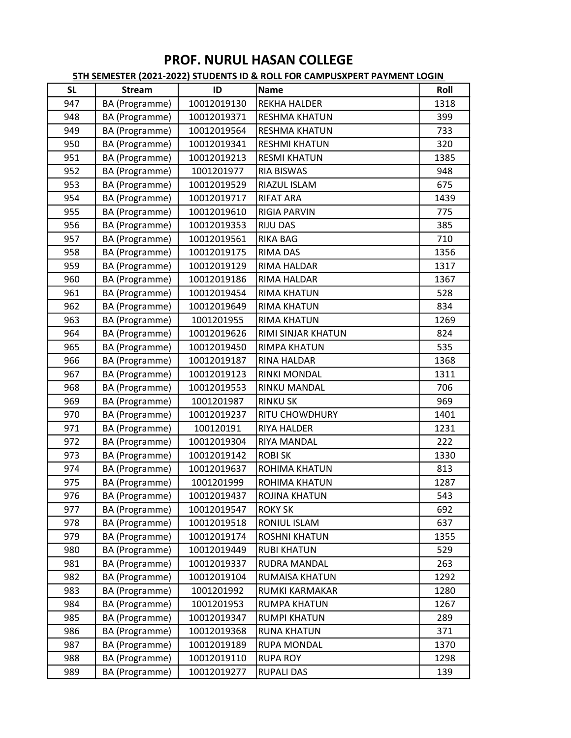# PROF. NURUL HASAN COLLEGE

**5TH SEMESTER (2021-2022) STUDENTS ID & ROLL FOR CAMPUSXPERT PAYMENT LOGIN**

| SL | Stream | ID | Name | Roll |
|---|---|---|---|---|
| 947 | BA (Programme) | 10012019130 | REKHA HALDER | 1318 |
| 948 | BA (Programme) | 10012019371 | RESHMA KHATUN | 399 |
| 949 | BA (Programme) | 10012019564 | RESHMA KHATUN | 733 |
| 950 | BA (Programme) | 10012019341 | RESHMI KHATUN | 320 |
| 951 | BA (Programme) | 10012019213 | RESMI KHATUN | 1385 |
| 952 | BA (Programme) | 1001201977 | RIA BISWAS | 948 |
| 953 | BA (Programme) | 10012019529 | RIAZUL ISLAM | 675 |
| 954 | BA (Programme) | 10012019717 | RIFAT ARA | 1439 |
| 955 | BA (Programme) | 10012019610 | RIGIA PARVIN | 775 |
| 956 | BA (Programme) | 10012019353 | RIJU DAS | 385 |
| 957 | BA (Programme) | 10012019561 | RIKA BAG | 710 |
| 958 | BA (Programme) | 10012019175 | RIMA DAS | 1356 |
| 959 | BA (Programme) | 10012019129 | RIMA HALDAR | 1317 |
| 960 | BA (Programme) | 10012019186 | RIMA HALDAR | 1367 |
| 961 | BA (Programme) | 10012019454 | RIMA KHATUN | 528 |
| 962 | BA (Programme) | 10012019649 | RIMA KHATUN | 834 |
| 963 | BA (Programme) | 1001201955 | RIMA KHATUN | 1269 |
| 964 | BA (Programme) | 10012019626 | RIMI SINJAR KHATUN | 824 |
| 965 | BA (Programme) | 10012019450 | RIMPA KHATUN | 535 |
| 966 | BA (Programme) | 10012019187 | RINA HALDAR | 1368 |
| 967 | BA (Programme) | 10012019123 | RINKI MONDAL | 1311 |
| 968 | BA (Programme) | 10012019553 | RINKU MANDAL | 706 |
| 969 | BA (Programme) | 1001201987 | RINKU SK | 969 |
| 970 | BA (Programme) | 10012019237 | RITU CHOWDHURY | 1401 |
| 971 | BA (Programme) | 100120191 | RIYA HALDER | 1231 |
| 972 | BA (Programme) | 10012019304 | RIYA MANDAL | 222 |
| 973 | BA (Programme) | 10012019142 | ROBI SK | 1330 |
| 974 | BA (Programme) | 10012019637 | ROHIMA KHATUN | 813 |
| 975 | BA (Programme) | 1001201999 | ROHIMA KHATUN | 1287 |
| 976 | BA (Programme) | 10012019437 | ROJINA KHATUN | 543 |
| 977 | BA (Programme) | 10012019547 | ROKY SK | 692 |
| 978 | BA (Programme) | 10012019518 | RONIUL ISLAM | 637 |
| 979 | BA (Programme) | 10012019174 | ROSHNI KHATUN | 1355 |
| 980 | BA (Programme) | 10012019449 | RUBI KHATUN | 529 |
| 981 | BA (Programme) | 10012019337 | RUDRA MANDAL | 263 |
| 982 | BA (Programme) | 10012019104 | RUMAISA KHATUN | 1292 |
| 983 | BA (Programme) | 1001201992 | RUMKI KARMAKAR | 1280 |
| 984 | BA (Programme) | 1001201953 | RUMPA KHATUN | 1267 |
| 985 | BA (Programme) | 10012019347 | RUMPI KHATUN | 289 |
| 986 | BA (Programme) | 10012019368 | RUNA KHATUN | 371 |
| 987 | BA (Programme) | 10012019189 | RUPA MONDAL | 1370 |
| 988 | BA (Programme) | 10012019110 | RUPA ROY | 1298 |
| 989 | BA (Programme) | 10012019277 | RUPALI DAS | 139 |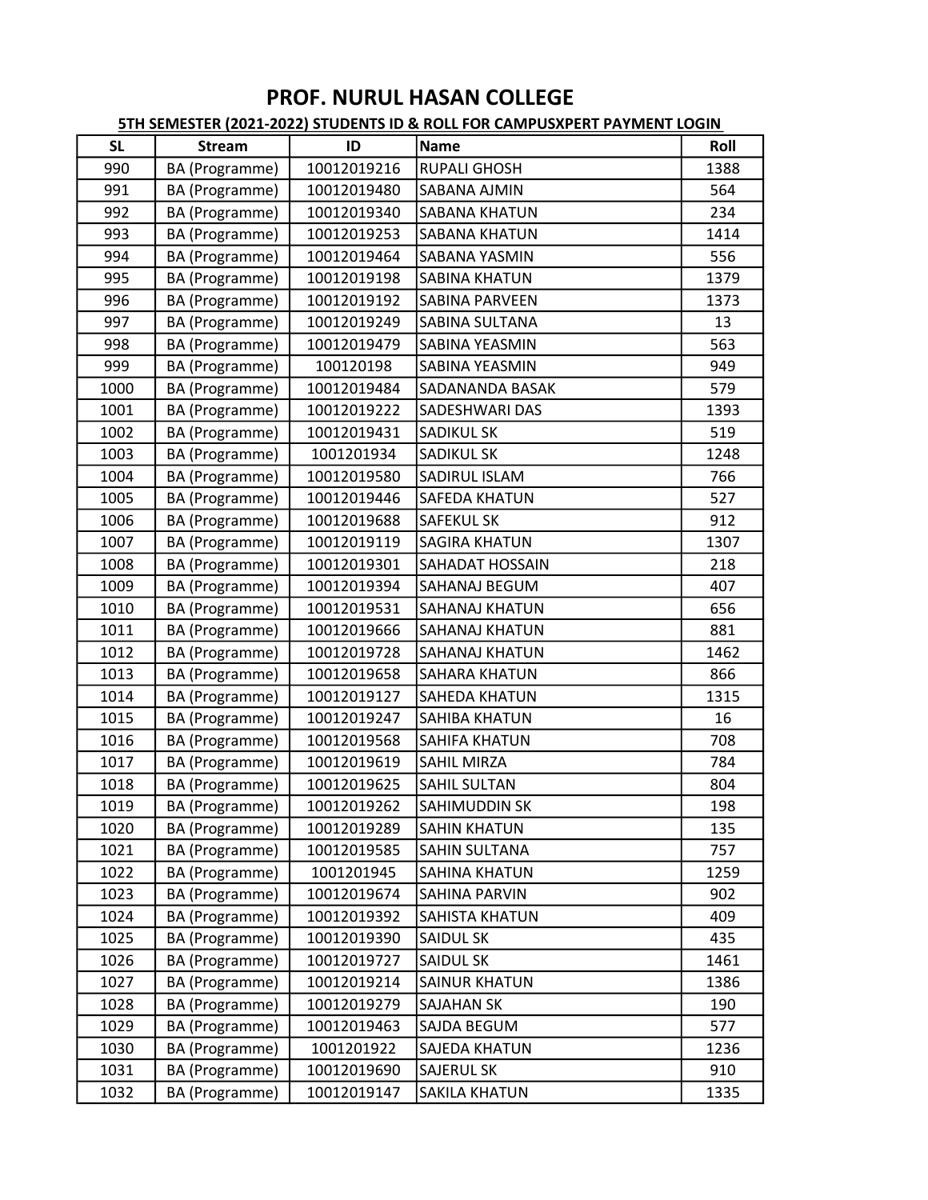# PROF. NURUL HASAN COLLEGE

**5TH SEMESTER (2021-2022) STUDENTS ID & ROLL FOR CAMPUSXPERT PAYMENT LOGIN**

| SL | Stream | ID | Name | Roll |
|---|---|---|---|---|
| 990 | BA (Programme) | 10012019216 | RUPALI GHOSH | 1388 |
| 991 | BA (Programme) | 10012019480 | SABANA AJMIN | 564 |
| 992 | BA (Programme) | 10012019340 | SABANA KHATUN | 234 |
| 993 | BA (Programme) | 10012019253 | SABANA KHATUN | 1414 |
| 994 | BA (Programme) | 10012019464 | SABANA YASMIN | 556 |
| 995 | BA (Programme) | 10012019198 | SABINA KHATUN | 1379 |
| 996 | BA (Programme) | 10012019192 | SABINA PARVEEN | 1373 |
| 997 | BA (Programme) | 10012019249 | SABINA SULTANA | 13 |
| 998 | BA (Programme) | 10012019479 | SABINA YEASMIN | 563 |
| 999 | BA (Programme) | 100120198 | SABINA YEASMIN | 949 |
| 1000 | BA (Programme) | 10012019484 | SADANANDA BASAK | 579 |
| 1001 | BA (Programme) | 10012019222 | SADESHWARI DAS | 1393 |
| 1002 | BA (Programme) | 10012019431 | SADIKUL SK | 519 |
| 1003 | BA (Programme) | 1001201934 | SADIKUL SK | 1248 |
| 1004 | BA (Programme) | 10012019580 | SADIRUL ISLAM | 766 |
| 1005 | BA (Programme) | 10012019446 | SAFEDA KHATUN | 527 |
| 1006 | BA (Programme) | 10012019688 | SAFEKUL SK | 912 |
| 1007 | BA (Programme) | 10012019119 | SAGIRA KHATUN | 1307 |
| 1008 | BA (Programme) | 10012019301 | SAHADAT HOSSAIN | 218 |
| 1009 | BA (Programme) | 10012019394 | SAHANAJ BEGUM | 407 |
| 1010 | BA (Programme) | 10012019531 | SAHANAJ KHATUN | 656 |
| 1011 | BA (Programme) | 10012019666 | SAHANAJ KHATUN | 881 |
| 1012 | BA (Programme) | 10012019728 | SAHANAJ KHATUN | 1462 |
| 1013 | BA (Programme) | 10012019658 | SAHARA KHATUN | 866 |
| 1014 | BA (Programme) | 10012019127 | SAHEDA KHATUN | 1315 |
| 1015 | BA (Programme) | 10012019247 | SAHIBA KHATUN | 16 |
| 1016 | BA (Programme) | 10012019568 | SAHIFA KHATUN | 708 |
| 1017 | BA (Programme) | 10012019619 | SAHIL MIRZA | 784 |
| 1018 | BA (Programme) | 10012019625 | SAHIL SULTAN | 804 |
| 1019 | BA (Programme) | 10012019262 | SAHIMUDDIN SK | 198 |
| 1020 | BA (Programme) | 10012019289 | SAHIN KHATUN | 135 |
| 1021 | BA (Programme) | 10012019585 | SAHIN SULTANA | 757 |
| 1022 | BA (Programme) | 1001201945 | SAHINA KHATUN | 1259 |
| 1023 | BA (Programme) | 10012019674 | SAHINA PARVIN | 902 |
| 1024 | BA (Programme) | 10012019392 | SAHISTA KHATUN | 409 |
| 1025 | BA (Programme) | 10012019390 | SAIDUL SK | 435 |
| 1026 | BA (Programme) | 10012019727 | SAIDUL SK | 1461 |
| 1027 | BA (Programme) | 10012019214 | SAINUR KHATUN | 1386 |
| 1028 | BA (Programme) | 10012019279 | SAJAHAN SK | 190 |
| 1029 | BA (Programme) | 10012019463 | SAJDA BEGUM | 577 |
| 1030 | BA (Programme) | 1001201922 | SAJEDA KHATUN | 1236 |
| 1031 | BA (Programme) | 10012019690 | SAJERUL SK | 910 |
| 1032 | BA (Programme) | 10012019147 | SAKILA KHATUN | 1335 |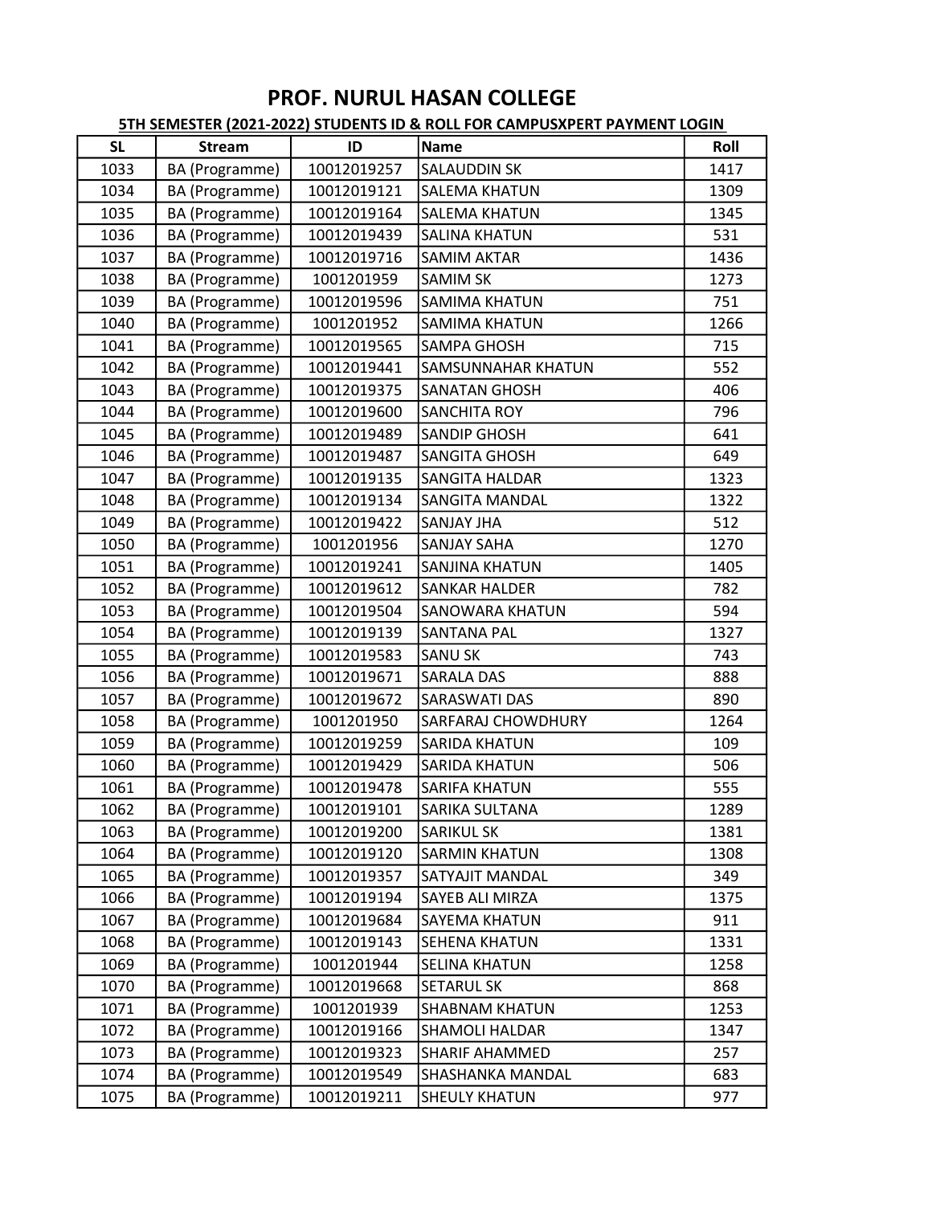# PROF. NURUL HASAN COLLEGE

**5TH SEMESTER (2021-2022) STUDENTS ID & ROLL FOR CAMPUSXPERT PAYMENT LOGIN**

| SL | Stream | ID | Name | Roll |
|---|---|---|---|---|
| 1033 | BA (Programme) | 10012019257 | SALAUDDIN SK | 1417 |
| 1034 | BA (Programme) | 10012019121 | SALEMA KHATUN | 1309 |
| 1035 | BA (Programme) | 10012019164 | SALEMA KHATUN | 1345 |
| 1036 | BA (Programme) | 10012019439 | SALINA KHATUN | 531 |
| 1037 | BA (Programme) | 10012019716 | SAMIM AKTAR | 1436 |
| 1038 | BA (Programme) | 1001201959 | SAMIM SK | 1273 |
| 1039 | BA (Programme) | 10012019596 | SAMIMA KHATUN | 751 |
| 1040 | BA (Programme) | 1001201952 | SAMIMA KHATUN | 1266 |
| 1041 | BA (Programme) | 10012019565 | SAMPA GHOSH | 715 |
| 1042 | BA (Programme) | 10012019441 | SAMSUNNAHAR KHATUN | 552 |
| 1043 | BA (Programme) | 10012019375 | SANATAN GHOSH | 406 |
| 1044 | BA (Programme) | 10012019600 | SANCHITA ROY | 796 |
| 1045 | BA (Programme) | 10012019489 | SANDIP GHOSH | 641 |
| 1046 | BA (Programme) | 10012019487 | SANGITA GHOSH | 649 |
| 1047 | BA (Programme) | 10012019135 | SANGITA HALDAR | 1323 |
| 1048 | BA (Programme) | 10012019134 | SANGITA MANDAL | 1322 |
| 1049 | BA (Programme) | 10012019422 | SANJAY JHA | 512 |
| 1050 | BA (Programme) | 1001201956 | SANJAY SAHA | 1270 |
| 1051 | BA (Programme) | 10012019241 | SANJINA KHATUN | 1405 |
| 1052 | BA (Programme) | 10012019612 | SANKAR HALDER | 782 |
| 1053 | BA (Programme) | 10012019504 | SANOWARA KHATUN | 594 |
| 1054 | BA (Programme) | 10012019139 | SANTANA PAL | 1327 |
| 1055 | BA (Programme) | 10012019583 | SANU SK | 743 |
| 1056 | BA (Programme) | 10012019671 | SARALA DAS | 888 |
| 1057 | BA (Programme) | 10012019672 | SARASWATI DAS | 890 |
| 1058 | BA (Programme) | 1001201950 | SARFARAJ CHOWDHURY | 1264 |
| 1059 | BA (Programme) | 10012019259 | SARIDA KHATUN | 109 |
| 1060 | BA (Programme) | 10012019429 | SARIDA KHATUN | 506 |
| 1061 | BA (Programme) | 10012019478 | SARIFA KHATUN | 555 |
| 1062 | BA (Programme) | 10012019101 | SARIKA SULTANA | 1289 |
| 1063 | BA (Programme) | 10012019200 | SARIKUL SK | 1381 |
| 1064 | BA (Programme) | 10012019120 | SARMIN KHATUN | 1308 |
| 1065 | BA (Programme) | 10012019357 | SATYAJIT MANDAL | 349 |
| 1066 | BA (Programme) | 10012019194 | SAYEB ALI MIRZA | 1375 |
| 1067 | BA (Programme) | 10012019684 | SAYEMA KHATUN | 911 |
| 1068 | BA (Programme) | 10012019143 | SEHENA KHATUN | 1331 |
| 1069 | BA (Programme) | 1001201944 | SELINA KHATUN | 1258 |
| 1070 | BA (Programme) | 10012019668 | SETARUL SK | 868 |
| 1071 | BA (Programme) | 1001201939 | SHABNAM KHATUN | 1253 |
| 1072 | BA (Programme) | 10012019166 | SHAMOLI HALDAR | 1347 |
| 1073 | BA (Programme) | 10012019323 | SHARIF AHAMMED | 257 |
| 1074 | BA (Programme) | 10012019549 | SHASHANKA MANDAL | 683 |
| 1075 | BA (Programme) | 10012019211 | SHEULY KHATUN | 977 |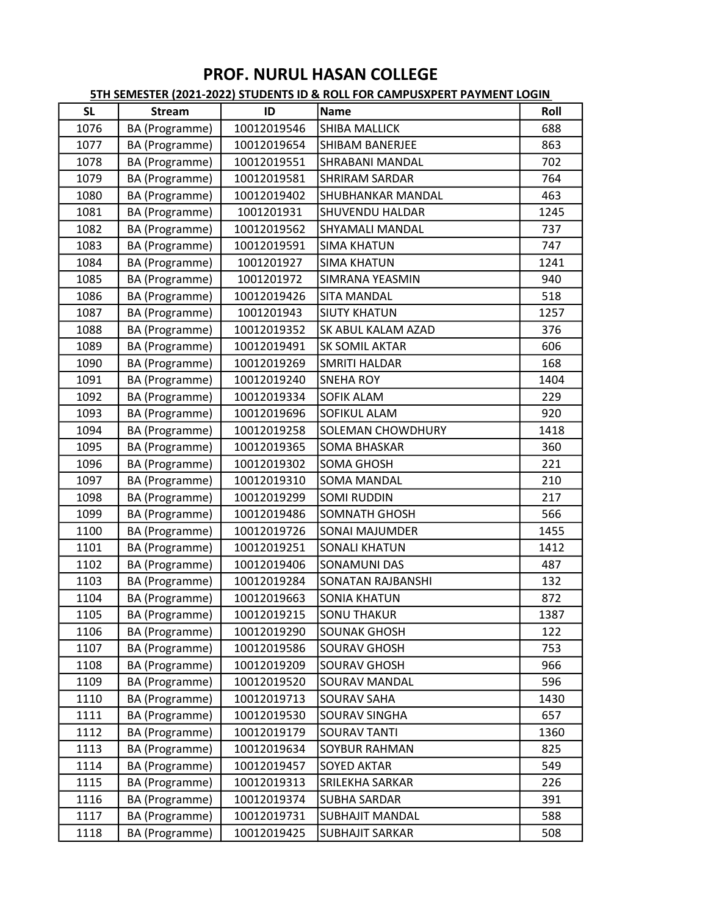# PROF. NURUL HASAN COLLEGE

**5TH SEMESTER (2021-2022) STUDENTS ID & ROLL FOR CAMPUSXPERT PAYMENT LOGIN**

| SL | Stream | ID | Name | Roll |
|---|---|---|---|---|
| 1076 | BA (Programme) | 10012019546 | SHIBA MALLICK | 688 |
| 1077 | BA (Programme) | 10012019654 | SHIBAM BANERJEE | 863 |
| 1078 | BA (Programme) | 10012019551 | SHRABANI MANDAL | 702 |
| 1079 | BA (Programme) | 10012019581 | SHRIRAM SARDAR | 764 |
| 1080 | BA (Programme) | 10012019402 | SHUBHANKAR MANDAL | 463 |
| 1081 | BA (Programme) | 1001201931 | SHUVENDU HALDAR | 1245 |
| 1082 | BA (Programme) | 10012019562 | SHYAMALI MANDAL | 737 |
| 1083 | BA (Programme) | 10012019591 | SIMA KHATUN | 747 |
| 1084 | BA (Programme) | 1001201927 | SIMA KHATUN | 1241 |
| 1085 | BA (Programme) | 1001201972 | SIMRANA YEASMIN | 940 |
| 1086 | BA (Programme) | 10012019426 | SITA MANDAL | 518 |
| 1087 | BA (Programme) | 1001201943 | SIUTY KHATUN | 1257 |
| 1088 | BA (Programme) | 10012019352 | SK ABUL KALAM AZAD | 376 |
| 1089 | BA (Programme) | 10012019491 | SK SOMIL AKTAR | 606 |
| 1090 | BA (Programme) | 10012019269 | SMRITI HALDAR | 168 |
| 1091 | BA (Programme) | 10012019240 | SNEHA ROY | 1404 |
| 1092 | BA (Programme) | 10012019334 | SOFIK ALAM | 229 |
| 1093 | BA (Programme) | 10012019696 | SOFIKUL ALAM | 920 |
| 1094 | BA (Programme) | 10012019258 | SOLEMAN CHOWDHURY | 1418 |
| 1095 | BA (Programme) | 10012019365 | SOMA BHASKAR | 360 |
| 1096 | BA (Programme) | 10012019302 | SOMA GHOSH | 221 |
| 1097 | BA (Programme) | 10012019310 | SOMA MANDAL | 210 |
| 1098 | BA (Programme) | 10012019299 | SOMI RUDDIN | 217 |
| 1099 | BA (Programme) | 10012019486 | SOMNATH GHOSH | 566 |
| 1100 | BA (Programme) | 10012019726 | SONAI MAJUMDER | 1455 |
| 1101 | BA (Programme) | 10012019251 | SONALI KHATUN | 1412 |
| 1102 | BA (Programme) | 10012019406 | SONAMUNI DAS | 487 |
| 1103 | BA (Programme) | 10012019284 | SONATAN RAJBANSHI | 132 |
| 1104 | BA (Programme) | 10012019663 | SONIA KHATUN | 872 |
| 1105 | BA (Programme) | 10012019215 | SONU THAKUR | 1387 |
| 1106 | BA (Programme) | 10012019290 | SOUNAK GHOSH | 122 |
| 1107 | BA (Programme) | 10012019586 | SOURAV GHOSH | 753 |
| 1108 | BA (Programme) | 10012019209 | SOURAV GHOSH | 966 |
| 1109 | BA (Programme) | 10012019520 | SOURAV MANDAL | 596 |
| 1110 | BA (Programme) | 10012019713 | SOURAV SAHA | 1430 |
| 1111 | BA (Programme) | 10012019530 | SOURAV SINGHA | 657 |
| 1112 | BA (Programme) | 10012019179 | SOURAV TANTI | 1360 |
| 1113 | BA (Programme) | 10012019634 | SOYBUR RAHMAN | 825 |
| 1114 | BA (Programme) | 10012019457 | SOYED AKTAR | 549 |
| 1115 | BA (Programme) | 10012019313 | SRILEKHA SARKAR | 226 |
| 1116 | BA (Programme) | 10012019374 | SUBHA SARDAR | 391 |
| 1117 | BA (Programme) | 10012019731 | SUBHAJIT MANDAL | 588 |
| 1118 | BA (Programme) | 10012019425 | SUBHAJIT SARKAR | 508 |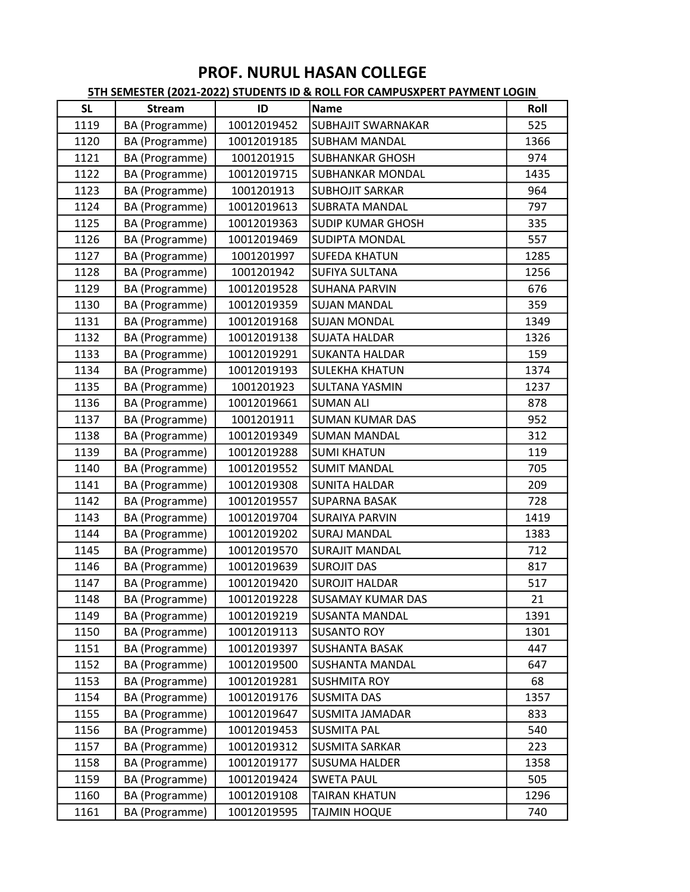# PROF. NURUL HASAN COLLEGE

## 5TH SEMESTER (2021-2022) STUDENTS ID & ROLL FOR CAMPUSXPERT PAYMENT LOGIN

| SL | Stream | ID | Name | Roll |
|---|---|---|---|---|
| 1119 | BA (Programme) | 10012019452 | SUBHAJIT SWARNAKAR | 525 |
| 1120 | BA (Programme) | 10012019185 | SUBHAM MANDAL | 1366 |
| 1121 | BA (Programme) | 1001201915 | SUBHANKAR GHOSH | 974 |
| 1122 | BA (Programme) | 10012019715 | SUBHANKAR MONDAL | 1435 |
| 1123 | BA (Programme) | 1001201913 | SUBHOJIT SARKAR | 964 |
| 1124 | BA (Programme) | 10012019613 | SUBRATA MANDAL | 797 |
| 1125 | BA (Programme) | 10012019363 | SUDIP KUMAR GHOSH | 335 |
| 1126 | BA (Programme) | 10012019469 | SUDIPTA MONDAL | 557 |
| 1127 | BA (Programme) | 1001201997 | SUFEDA KHATUN | 1285 |
| 1128 | BA (Programme) | 1001201942 | SUFIYA SULTANA | 1256 |
| 1129 | BA (Programme) | 10012019528 | SUHANA PARVIN | 676 |
| 1130 | BA (Programme) | 10012019359 | SUJAN MANDAL | 359 |
| 1131 | BA (Programme) | 10012019168 | SUJAN MONDAL | 1349 |
| 1132 | BA (Programme) | 10012019138 | SUJATA HALDAR | 1326 |
| 1133 | BA (Programme) | 10012019291 | SUKANTA HALDAR | 159 |
| 1134 | BA (Programme) | 10012019193 | SULEKHA KHATUN | 1374 |
| 1135 | BA (Programme) | 1001201923 | SULTANA YASMIN | 1237 |
| 1136 | BA (Programme) | 10012019661 | SUMAN ALI | 878 |
| 1137 | BA (Programme) | 1001201911 | SUMAN KUMAR DAS | 952 |
| 1138 | BA (Programme) | 10012019349 | SUMAN MANDAL | 312 |
| 1139 | BA (Programme) | 10012019288 | SUMI KHATUN | 119 |
| 1140 | BA (Programme) | 10012019552 | SUMIT MANDAL | 705 |
| 1141 | BA (Programme) | 10012019308 | SUNITA HALDAR | 209 |
| 1142 | BA (Programme) | 10012019557 | SUPARNA BASAK | 728 |
| 1143 | BA (Programme) | 10012019704 | SURAIYA PARVIN | 1419 |
| 1144 | BA (Programme) | 10012019202 | SURAJ MANDAL | 1383 |
| 1145 | BA (Programme) | 10012019570 | SURAJIT MANDAL | 712 |
| 1146 | BA (Programme) | 10012019639 | SUROJIT DAS | 817 |
| 1147 | BA (Programme) | 10012019420 | SUROJIT HALDAR | 517 |
| 1148 | BA (Programme) | 10012019228 | SUSAMAY KUMAR DAS | 21 |
| 1149 | BA (Programme) | 10012019219 | SUSANTA MANDAL | 1391 |
| 1150 | BA (Programme) | 10012019113 | SUSANTO ROY | 1301 |
| 1151 | BA (Programme) | 10012019397 | SUSHANTA BASAK | 447 |
| 1152 | BA (Programme) | 10012019500 | SUSHANTA MANDAL | 647 |
| 1153 | BA (Programme) | 10012019281 | SUSHMITA ROY | 68 |
| 1154 | BA (Programme) | 10012019176 | SUSMITA DAS | 1357 |
| 1155 | BA (Programme) | 10012019647 | SUSMITA JAMADAR | 833 |
| 1156 | BA (Programme) | 10012019453 | SUSMITA PAL | 540 |
| 1157 | BA (Programme) | 10012019312 | SUSMITA SARKAR | 223 |
| 1158 | BA (Programme) | 10012019177 | SUSUMA HALDER | 1358 |
| 1159 | BA (Programme) | 10012019424 | SWETA PAUL | 505 |
| 1160 | BA (Programme) | 10012019108 | TAIRAN KHATUN | 1296 |
| 1161 | BA (Programme) | 10012019595 | TAJMIN HOQUE | 740 |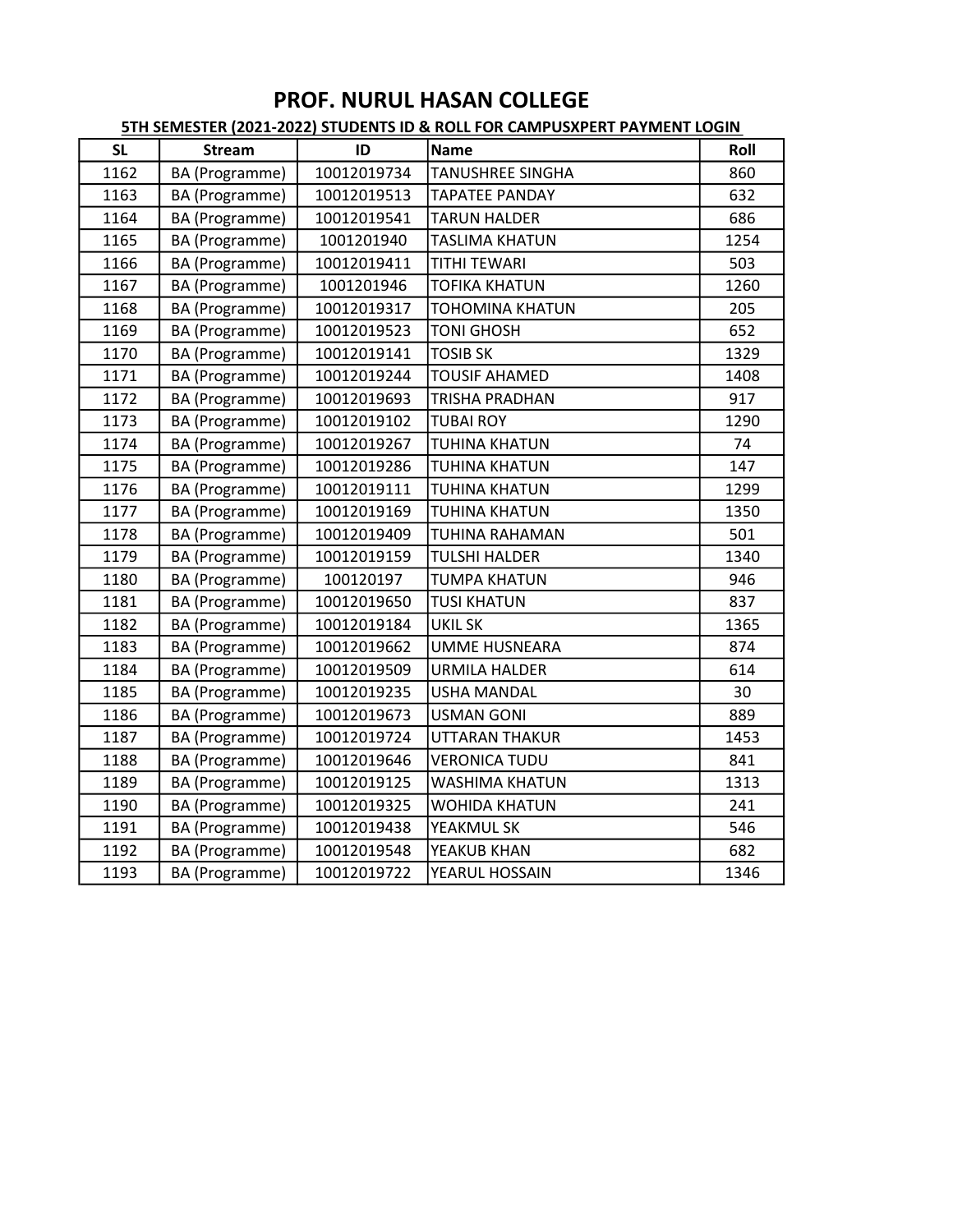# PROF. NURUL HASAN COLLEGE

**5TH SEMESTER (2021-2022) STUDENTS ID & ROLL FOR CAMPUSXPERT PAYMENT LOGIN**

| SL | Stream | ID | Name | Roll |
|---|---|---|---|---|
| 1162 | BA (Programme) | 10012019734 | TANUSHREE SINGHA | 860 |
| 1163 | BA (Programme) | 10012019513 | TAPATEE PANDAY | 632 |
| 1164 | BA (Programme) | 10012019541 | TARUN HALDER | 686 |
| 1165 | BA (Programme) | 1001201940 | TASLIMA KHATUN | 1254 |
| 1166 | BA (Programme) | 10012019411 | TITHI TEWARI | 503 |
| 1167 | BA (Programme) | 1001201946 | TOFIKA KHATUN | 1260 |
| 1168 | BA (Programme) | 10012019317 | TOHOMINA KHATUN | 205 |
| 1169 | BA (Programme) | 10012019523 | TONI GHOSH | 652 |
| 1170 | BA (Programme) | 10012019141 | TOSIB SK | 1329 |
| 1171 | BA (Programme) | 10012019244 | TOUSIF AHAMED | 1408 |
| 1172 | BA (Programme) | 10012019693 | TRISHA PRADHAN | 917 |
| 1173 | BA (Programme) | 10012019102 | TUBAI ROY | 1290 |
| 1174 | BA (Programme) | 10012019267 | TUHINA KHATUN | 74 |
| 1175 | BA (Programme) | 10012019286 | TUHINA KHATUN | 147 |
| 1176 | BA (Programme) | 10012019111 | TUHINA KHATUN | 1299 |
| 1177 | BA (Programme) | 10012019169 | TUHINA KHATUN | 1350 |
| 1178 | BA (Programme) | 10012019409 | TUHINA RAHAMAN | 501 |
| 1179 | BA (Programme) | 10012019159 | TULSHI HALDER | 1340 |
| 1180 | BA (Programme) | 100120197 | TUMPA KHATUN | 946 |
| 1181 | BA (Programme) | 10012019650 | TUSI KHATUN | 837 |
| 1182 | BA (Programme) | 10012019184 | UKIL SK | 1365 |
| 1183 | BA (Programme) | 10012019662 | UMME HUSNEARA | 874 |
| 1184 | BA (Programme) | 10012019509 | URMILA HALDER | 614 |
| 1185 | BA (Programme) | 10012019235 | USHA MANDAL | 30 |
| 1186 | BA (Programme) | 10012019673 | USMAN GONI | 889 |
| 1187 | BA (Programme) | 10012019724 | UTTARAN THAKUR | 1453 |
| 1188 | BA (Programme) | 10012019646 | VERONICA TUDU | 841 |
| 1189 | BA (Programme) | 10012019125 | WASHIMA KHATUN | 1313 |
| 1190 | BA (Programme) | 10012019325 | WOHIDA KHATUN | 241 |
| 1191 | BA (Programme) | 10012019438 | YEAKMUL SK | 546 |
| 1192 | BA (Programme) | 10012019548 | YEAKUB KHAN | 682 |
| 1193 | BA (Programme) | 10012019722 | YEARUL HOSSAIN | 1346 |